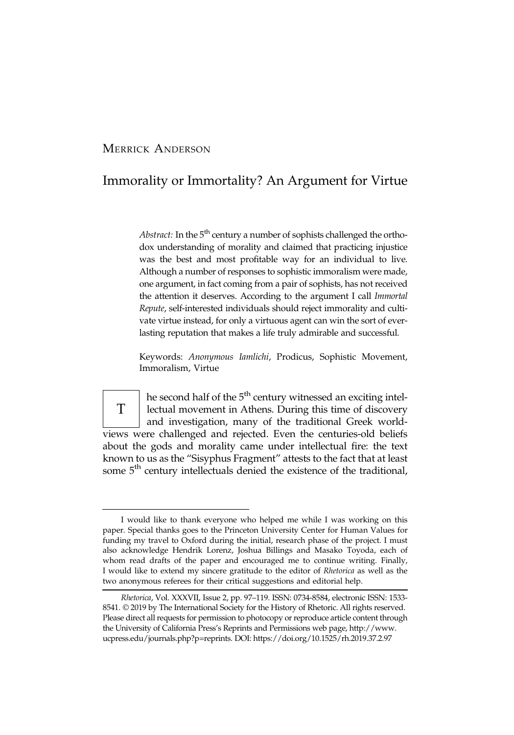MERRICK ANDERSON

# Immorality or Immortality? An Argument for Virtue

*Abstract:* In the 5th century a number of sophists challenged the orthodox understanding of morality and claimed that practicing injustice was the best and most profitable way for an individual to live. Although a number of responses to sophistic immoralism were made, one argument, in fact coming from a pair of sophists, has not received the attention it deserves. According to the argument I call *Immortal Repute*, self-interested individuals should reject immorality and cultivate virtue instead, for only a virtuous agent can win the sort of everlasting reputation that makes a life truly admirable and successful.

Keywords: *Anonymous Iamlichi*, Prodicus, Sophistic Movement, Immoralism, Virtue

The second half of the 5th century witnessed an exciting intellectual movement in Athens. During this time of discovery and investigation, many of the traditional Greek worldviews were challenged and rejected. Even the centuries-old beliefs about the gods and morality came under intellectual fire: the text known to us as the "Sisyphus Fragment" attests to the fact that at least some 5th century intellectuals denied the existence of the traditional,

---

I would like to thank everyone who helped me while I was working on this paper. Special thanks goes to the Princeton University Center for Human Values for funding my travel to Oxford during the initial, research phase of the project. I must also acknowledge Hendrik Lorenz, Joshua Billings and Masako Toyoda, each of whom read drafts of the paper and encouraged me to continue writing. Finally, I would like to extend my sincere gratitude to the editor of *Rhetorica* as well as the two anonymous referees for their critical suggestions and editorial help.

*Rhetorica*, Vol. XXXVII, Issue 2, pp. 97–119. ISSN: 0734-8584, electronic ISSN: 1533-8541. © 2019 by The International Society for the History of Rhetoric. All rights reserved. Please direct all requests for permission to photocopy or reproduce article content through the University of California Press's Reprints and Permissions web page, http://www.ucpress.edu/journals.php?p=reprints. DOI: https://doi.org/10.1525/rh.2019.37.2.97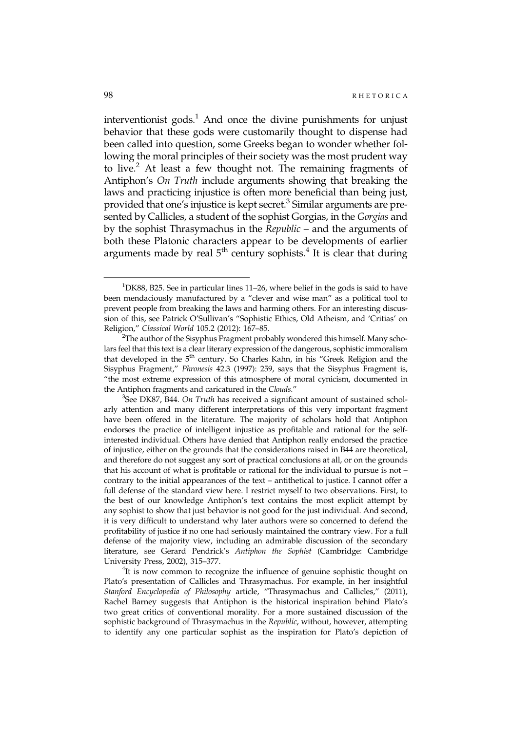interventionist gods.[1] And once the divine punishments for unjust behavior that these gods were customarily thought to dispense had been called into question, some Greeks began to wonder whether following the moral principles of their society was the most prudent way to live.[2] At least a few thought not. The remaining fragments of Antiphon's *On Truth* include arguments showing that breaking the laws and practicing injustice is often more beneficial than being just, provided that one's injustice is kept secret.[3] Similar arguments are presented by Callicles, a student of the sophist Gorgias, in the *Gorgias* and by the sophist Thrasymachus in the *Republic* – and the arguments of both these Platonic characters appear to be developments of earlier arguments made by real 5th century sophists.[4] It is clear that during

---

[1] DK88, B25. See in particular lines 11–26, where belief in the gods is said to have been mendaciously manufactured by a "clever and wise man" as a political tool to prevent people from breaking the laws and harming others. For an interesting discussion of this, see Patrick O'Sullivan's "Sophistic Ethics, Old Atheism, and 'Critias' on Religion," *Classical World* 105.2 (2012): 167–85.

[2] The author of the Sisyphus Fragment probably wondered this himself. Many scholars feel that this text is a clear literary expression of the dangerous, sophistic immoralism that developed in the 5th century. So Charles Kahn, in his "Greek Religion and the Sisyphus Fragment," *Phronesis* 42.3 (1997): 259, says that the Sisyphus Fragment is, "the most extreme expression of this atmosphere of moral cynicism, documented in the Antiphon fragments and caricatured in the *Clouds*."

[3] See DK87, B44. *On Truth* has received a significant amount of sustained scholarly attention and many different interpretations of this very important fragment have been offered in the literature. The majority of scholars hold that Antiphon endorses the practice of intelligent injustice as profitable and rational for the self-interested individual. Others have denied that Antiphon really endorsed the practice of injustice, either on the grounds that the considerations raised in B44 are theoretical, and therefore do not suggest any sort of practical conclusions at all, or on the grounds that his account of what is profitable or rational for the individual to pursue is not – contrary to the initial appearances of the text – antithetical to justice. I cannot offer a full defense of the standard view here. I restrict myself to two observations. First, to the best of our knowledge Antiphon's text contains the most explicit attempt by any sophist to show that just behavior is not good for the just individual. And second, it is very difficult to understand why later authors were so concerned to defend the profitability of justice if no one had seriously maintained the contrary view. For a full defense of the majority view, including an admirable discussion of the secondary literature, see Gerard Pendrick's *Antiphon the Sophist* (Cambridge: Cambridge University Press, 2002), 315–377.

[4] It is now common to recognize the influence of genuine sophistic thought on Plato's presentation of Callicles and Thrasymachus. For example, in her insightful *Stanford Encyclopedia of Philosophy* article, "Thrasymachus and Callicles," (2011), Rachel Barney suggests that Antiphon is the historical inspiration behind Plato's two great critics of conventional morality. For a more sustained discussion of the sophistic background of Thrasymachus in the *Republic*, without, however, attempting to identify any one particular sophist as the inspiration for Plato's depiction of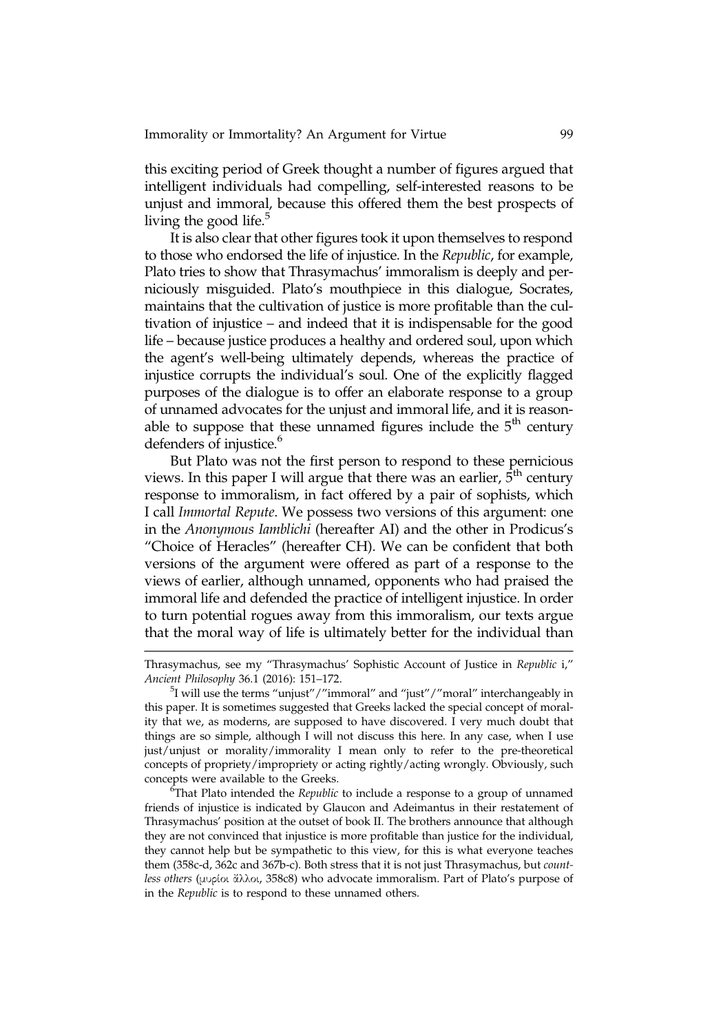this exciting period of Greek thought a number of figures argued that intelligent individuals had compelling, self-interested reasons to be unjust and immoral, because this offered them the best prospects of living the good life.[5]

It is also clear that other figures took it upon themselves to respond to those who endorsed the life of injustice. In the *Republic*, for example, Plato tries to show that Thrasymachus' immoralism is deeply and perniciously misguided. Plato's mouthpiece in this dialogue, Socrates, maintains that the cultivation of justice is more profitable than the cultivation of injustice – and indeed that it is indispensable for the good life – because justice produces a healthy and ordered soul, upon which the agent's well-being ultimately depends, whereas the practice of injustice corrupts the individual's soul. One of the explicitly flagged purposes of the dialogue is to offer an elaborate response to a group of unnamed advocates for the unjust and immoral life, and it is reasonable to suppose that these unnamed figures include the 5th century defenders of injustice.[6]

But Plato was not the first person to respond to these pernicious views. In this paper I will argue that there was an earlier, 5th century response to immoralism, in fact offered by a pair of sophists, which I call *Immortal Repute*. We possess two versions of this argument: one in the *Anonymous Iamblichi* (hereafter AI) and the other in Prodicus's "Choice of Heracles" (hereafter CH). We can be confident that both versions of the argument were offered as part of a response to the views of earlier, although unnamed, opponents who had praised the immoral life and defended the practice of intelligent injustice. In order to turn potential rogues away from this immoralism, our texts argue that the moral way of life is ultimately better for the individual than

---

Thrasymachus, see my "Thrasymachus' Sophistic Account of Justice in *Republic* i," *Ancient Philosophy* 36.1 (2016): 151–172.

[5]I will use the terms "unjust"/"immoral" and "just"/"moral" interchangeably in this paper. It is sometimes suggested that Greeks lacked the special concept of morality that we, as moderns, are supposed to have discovered. I very much doubt that things are so simple, although I will not discuss this here. In any case, when I use just/unjust or morality/immorality I mean only to refer to the pre-theoretical concepts of propriety/impropriety or acting rightly/acting wrongly. Obviously, such concepts were available to the Greeks.

[6]That Plato intended the *Republic* to include a response to a group of unnamed friends of injustice is indicated by Glaucon and Adeimantus in their restatement of Thrasymachus' position at the outset of book II. The brothers announce that although they are not convinced that injustice is more profitable than justice for the individual, they cannot help but be sympathetic to this view, for this is what everyone teaches them (358c-d, 362c and 367b-c). Both stress that it is not just Thrasymachus, but *countless others* (μυρίοι ἄλλοι, 358c8) who advocate immoralism. Part of Plato's purpose of in the *Republic* is to respond to these unnamed others.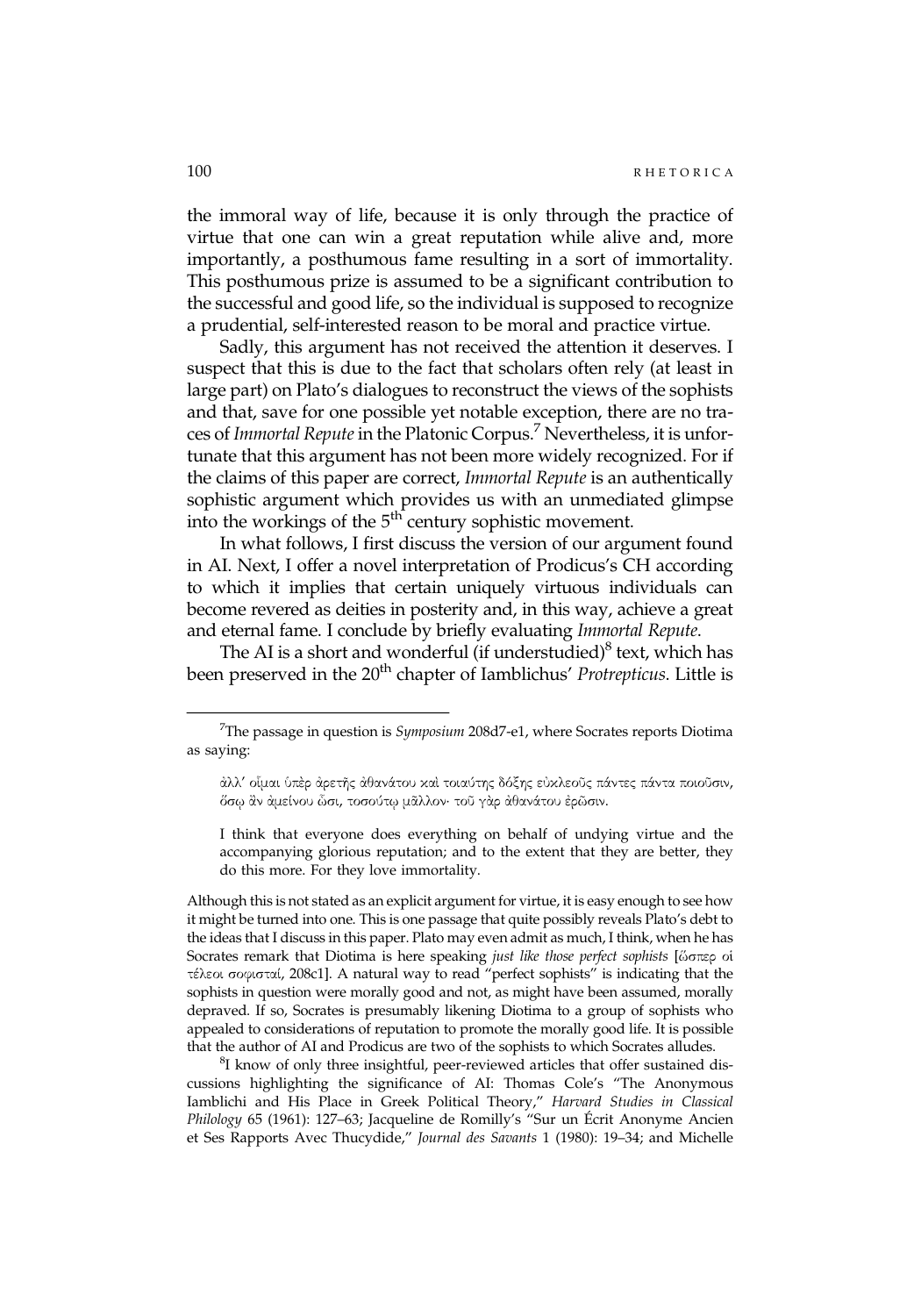the immoral way of life, because it is only through the practice of virtue that one can win a great reputation while alive and, more importantly, a posthumous fame resulting in a sort of immortality. This posthumous prize is assumed to be a significant contribution to the successful and good life, so the individual is supposed to recognize a prudential, self-interested reason to be moral and practice virtue.

Sadly, this argument has not received the attention it deserves. I suspect that this is due to the fact that scholars often rely (at least in large part) on Plato's dialogues to reconstruct the views of the sophists and that, save for one possible yet notable exception, there are no traces of *Immortal Repute* in the Platonic Corpus.[7] Nevertheless, it is unfortunate that this argument has not been more widely recognized. For if the claims of this paper are correct, *Immortal Repute* is an authentically sophistic argument which provides us with an unmediated glimpse into the workings of the 5th century sophistic movement.

In what follows, I first discuss the version of our argument found in AI. Next, I offer a novel interpretation of Prodicus's CH according to which it implies that certain uniquely virtuous individuals can become revered as deities in posterity and, in this way, achieve a great and eternal fame. I conclude by briefly evaluating *Immortal Repute*.

The AI is a short and wonderful (if understudied)[8] text, which has been preserved in the 20th chapter of Iamblichus' *Protrepticus*. Little is

---

[7]The passage in question is *Symposium* 208d7-e1, where Socrates reports Diotima as saying:

> ἀλλ' οἶμαι ὑπὲρ ἀρετῆς ἀθανάτου καὶ τοιαύτης δόξης εὐκλεοῦς πάντες πάντα ποιοῦσιν, ὅσῳ ἂν ἀμείνου ὦσι, τοσούτῳ μᾶλλον· τοῦ γὰρ ἀθανάτου ἐρῶσιν.
>
> I think that everyone does everything on behalf of undying virtue and the accompanying glorious reputation; and to the extent that they are better, they do this more. For they love immortality.

Although this is not stated as an explicit argument for virtue, it is easy enough to see how it might be turned into one. This is one passage that quite possibly reveals Plato's debt to the ideas that I discuss in this paper. Plato may even admit as much, I think, when he has Socrates remark that Diotima is here speaking *just like those perfect sophists* [ὥσπερ οἱ τέλεοι σοφισταί, 208c1]. A natural way to read "perfect sophists" is indicating that the sophists in question were morally good and not, as might have been assumed, morally depraved. If so, Socrates is presumably likening Diotima to a group of sophists who appealed to considerations of reputation to promote the morally good life. It is possible that the author of AI and Prodicus are two of the sophists to which Socrates alludes.

[8]I know of only three insightful, peer-reviewed articles that offer sustained discussions highlighting the significance of AI: Thomas Cole's "The Anonymous Iamblichi and His Place in Greek Political Theory," *Harvard Studies in Classical Philology* 65 (1961): 127–63; Jacqueline de Romilly's "Sur un Écrit Anonyme Ancien et Ses Rapports Avec Thucydide," *Journal des Savants* 1 (1980): 19–34; and Michelle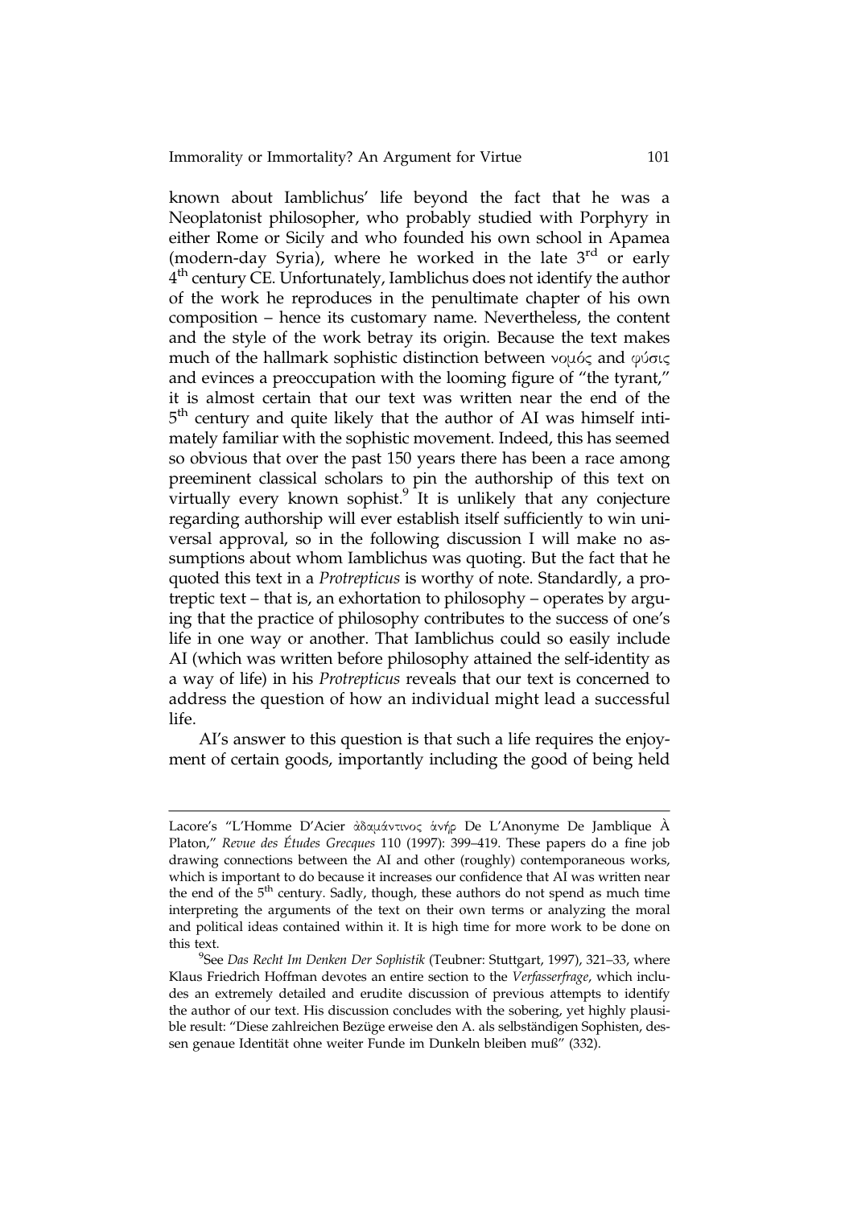known about Iamblichus' life beyond the fact that he was a Neoplatonist philosopher, who probably studied with Porphyry in either Rome or Sicily and who founded his own school in Apamea (modern-day Syria), where he worked in the late 3rd or early 4th century CE. Unfortunately, Iamblichus does not identify the author of the work he reproduces in the penultimate chapter of his own composition – hence its customary name. Nevertheless, the content and the style of the work betray its origin. Because the text makes much of the hallmark sophistic distinction between νομός and φύσις and evinces a preoccupation with the looming figure of "the tyrant," it is almost certain that our text was written near the end of the 5th century and quite likely that the author of AI was himself intimately familiar with the sophistic movement. Indeed, this has seemed so obvious that over the past 150 years there has been a race among preeminent classical scholars to pin the authorship of this text on virtually every known sophist.[9] It is unlikely that any conjecture regarding authorship will ever establish itself sufficiently to win universal approval, so in the following discussion I will make no assumptions about whom Iamblichus was quoting. But the fact that he quoted this text in a *Protrepticus* is worthy of note. Standardly, a protreptic text – that is, an exhortation to philosophy – operates by arguing that the practice of philosophy contributes to the success of one's life in one way or another. That Iamblichus could so easily include AI (which was written before philosophy attained the self-identity as a way of life) in his *Protrepticus* reveals that our text is concerned to address the question of how an individual might lead a successful life.

AI's answer to this question is that such a life requires the enjoyment of certain goods, importantly including the good of being held

---

Lacore's "L'Homme D'Acier ἀδαμάντινος ἀνήρ De L'Anonyme De Jamblique À Platon," *Revue des Études Grecques* 110 (1997): 399–419. These papers do a fine job drawing connections between the AI and other (roughly) contemporaneous works, which is important to do because it increases our confidence that AI was written near the end of the 5th century. Sadly, though, these authors do not spend as much time interpreting the arguments of the text on their own terms or analyzing the moral and political ideas contained within it. It is high time for more work to be done on this text.

[9] See *Das Recht Im Denken Der Sophistik* (Teubner: Stuttgart, 1997), 321–33, where Klaus Friedrich Hoffman devotes an entire section to the *Verfasserfrage*, which includes an extremely detailed and erudite discussion of previous attempts to identify the author of our text. His discussion concludes with the sobering, yet highly plausible result: "Diese zahlreichen Bezüge erweise den A. als selbständigen Sophisten, dessen genaue Identität ohne weiter Funde im Dunkeln bleiben muß" (332).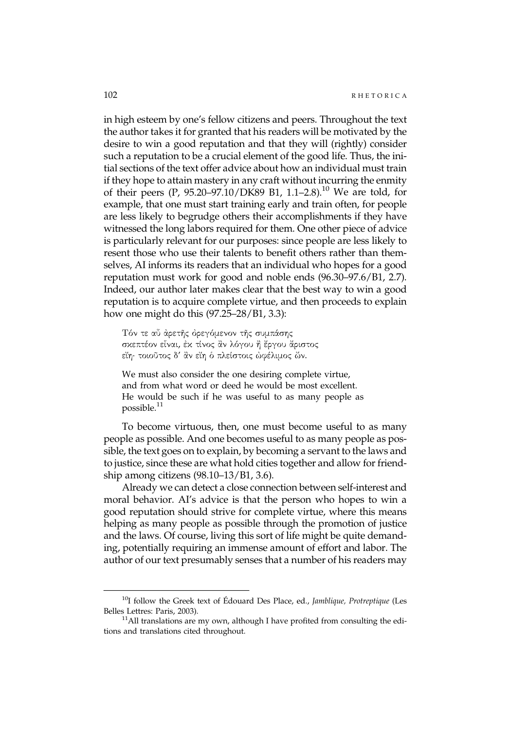in high esteem by one's fellow citizens and peers. Throughout the text the author takes it for granted that his readers will be motivated by the desire to win a good reputation and that they will (rightly) consider such a reputation to be a crucial element of the good life. Thus, the initial sections of the text offer advice about how an individual must train if they hope to attain mastery in any craft without incurring the enmity of their peers (P, 95.20–97.10/DK89 B1, 1.1–2.8).[10] We are told, for example, that one must start training early and train often, for people are less likely to begrudge others their accomplishments if they have witnessed the long labors required for them. One other piece of advice is particularly relevant for our purposes: since people are less likely to resent those who use their talents to benefit others rather than themselves, AI informs its readers that an individual who hopes for a good reputation must work for good and noble ends (96.30–97.6/B1, 2.7). Indeed, our author later makes clear that the best way to win a good reputation is to acquire complete virtue, and then proceeds to explain how one might do this (97.25–28/B1, 3.3):

> Τόν τε αὖ ἀρετῆς ὀρεγόμενον τῆς συμπάσης
> σκεπτέον εἶναι, ἐκ τίνος ἂν λόγου ἢ ἔργου ἄριστος
> εἴη· τοιοῦτος δ' ἂν εἴη ὁ πλείστοις ὠφέλιμος ὤν.
>
> We must also consider the one desiring complete virtue,
> and from what word or deed he would be most excellent.
> He would be such if he was useful to as many people as possible.[11]

To become virtuous, then, one must become useful to as many people as possible. And one becomes useful to as many people as possible, the text goes on to explain, by becoming a servant to the laws and to justice, since these are what hold cities together and allow for friendship among citizens (98.10–13/B1, 3.6).

Already we can detect a close connection between self-interest and moral behavior. AI's advice is that the person who hopes to win a good reputation should strive for complete virtue, where this means helping as many people as possible through the promotion of justice and the laws. Of course, living this sort of life might be quite demanding, potentially requiring an immense amount of effort and labor. The author of our text presumably senses that a number of his readers may

---

[10] I follow the Greek text of Édouard Des Place, ed., *Jamblique, Protreptique* (Les Belles Lettres: Paris, 2003).

[11] All translations are my own, although I have profited from consulting the editions and translations cited throughout.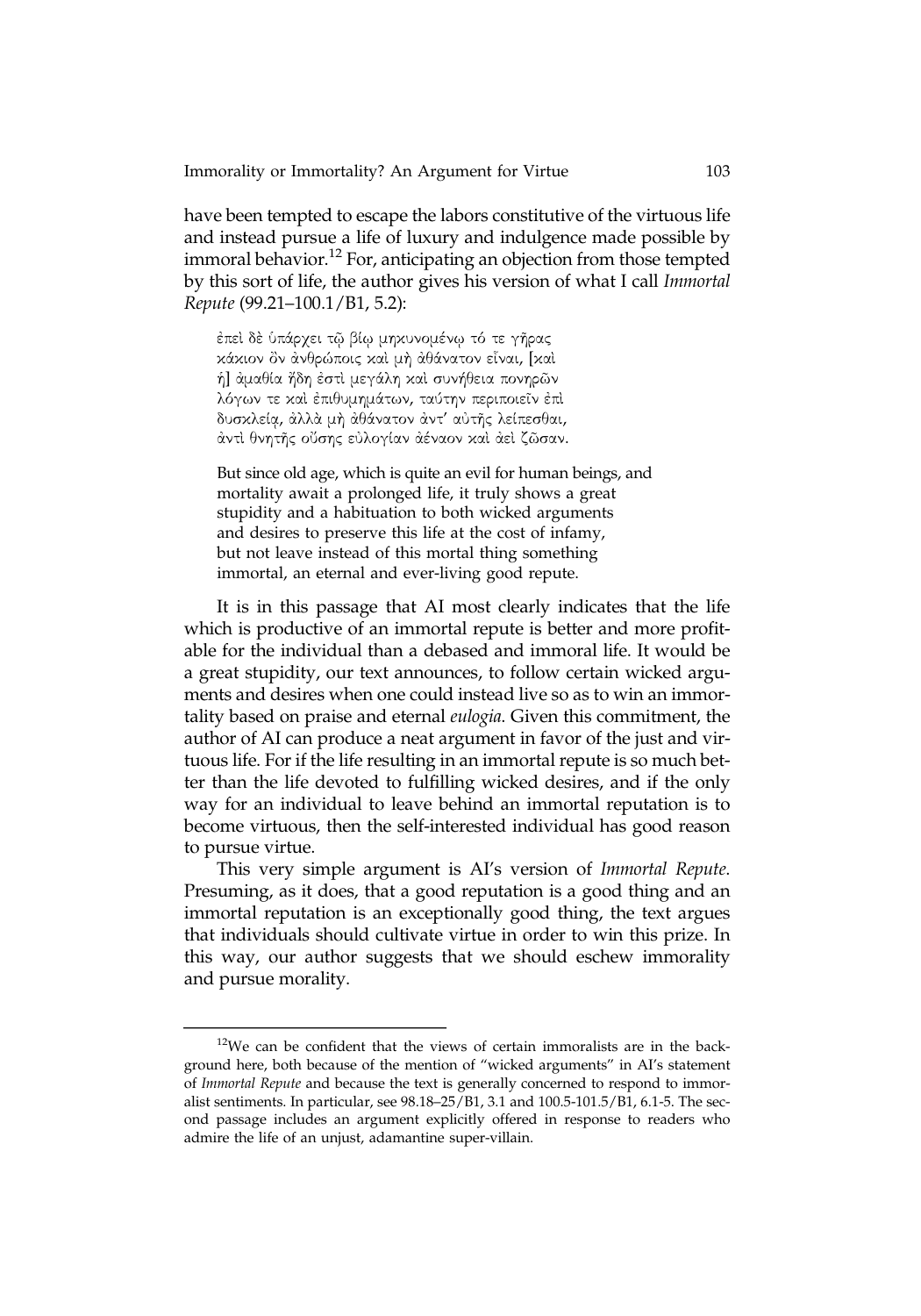have been tempted to escape the labors constitutive of the virtuous life and instead pursue a life of luxury and indulgence made possible by immoral behavior.[12] For, anticipating an objection from those tempted by this sort of life, the author gives his version of what I call *Immortal Repute* (99.21–100.1/B1, 5.2):

> ἐπεὶ δὲ ὑπάρχει τῷ βίῳ μηκυνομένῳ τό τε γῆρας κάκιον ὂν ἀνθρώποις καὶ μὴ ἀθάνατον εἶναι, [καὶ ἡ] ἀμαθία ἤδη ἐστὶ μεγάλη καὶ συνήθεια πονηρῶν λόγων τε καὶ ἐπιθυμημάτων, ταύτην περιποιεῖν ἐπὶ δυσκλείᾳ, ἀλλὰ μὴ ἀθάνατον ἀντ' αὐτῆς λείπεσθαι, ἀντὶ θνητῆς οὔσης εὐλογίαν ἀέναον καὶ ἀεὶ ζῶσαν.
>
> But since old age, which is quite an evil for human beings, and mortality await a prolonged life, it truly shows a great stupidity and a habituation to both wicked arguments and desires to preserve this life at the cost of infamy, but not leave instead of this mortal thing something immortal, an eternal and ever-living good repute.

It is in this passage that AI most clearly indicates that the life which is productive of an immortal repute is better and more profitable for the individual than a debased and immoral life. It would be a great stupidity, our text announces, to follow certain wicked arguments and desires when one could instead live so as to win an immortality based on praise and eternal *eulogia*. Given this commitment, the author of AI can produce a neat argument in favor of the just and virtuous life. For if the life resulting in an immortal repute is so much better than the life devoted to fulfilling wicked desires, and if the only way for an individual to leave behind an immortal reputation is to become virtuous, then the self-interested individual has good reason to pursue virtue.

This very simple argument is AI's version of *Immortal Repute*. Presuming, as it does, that a good reputation is a good thing and an immortal reputation is an exceptionally good thing, the text argues that individuals should cultivate virtue in order to win this prize. In this way, our author suggests that we should eschew immorality and pursue morality.

---

[12] We can be confident that the views of certain immoralists are in the background here, both because of the mention of "wicked arguments" in AI's statement of *Immortal Repute* and because the text is generally concerned to respond to immoralist sentiments. In particular, see 98.18–25/B1, 3.1 and 100.5-101.5/B1, 6.1-5. The second passage includes an argument explicitly offered in response to readers who admire the life of an unjust, adamantine super-villain.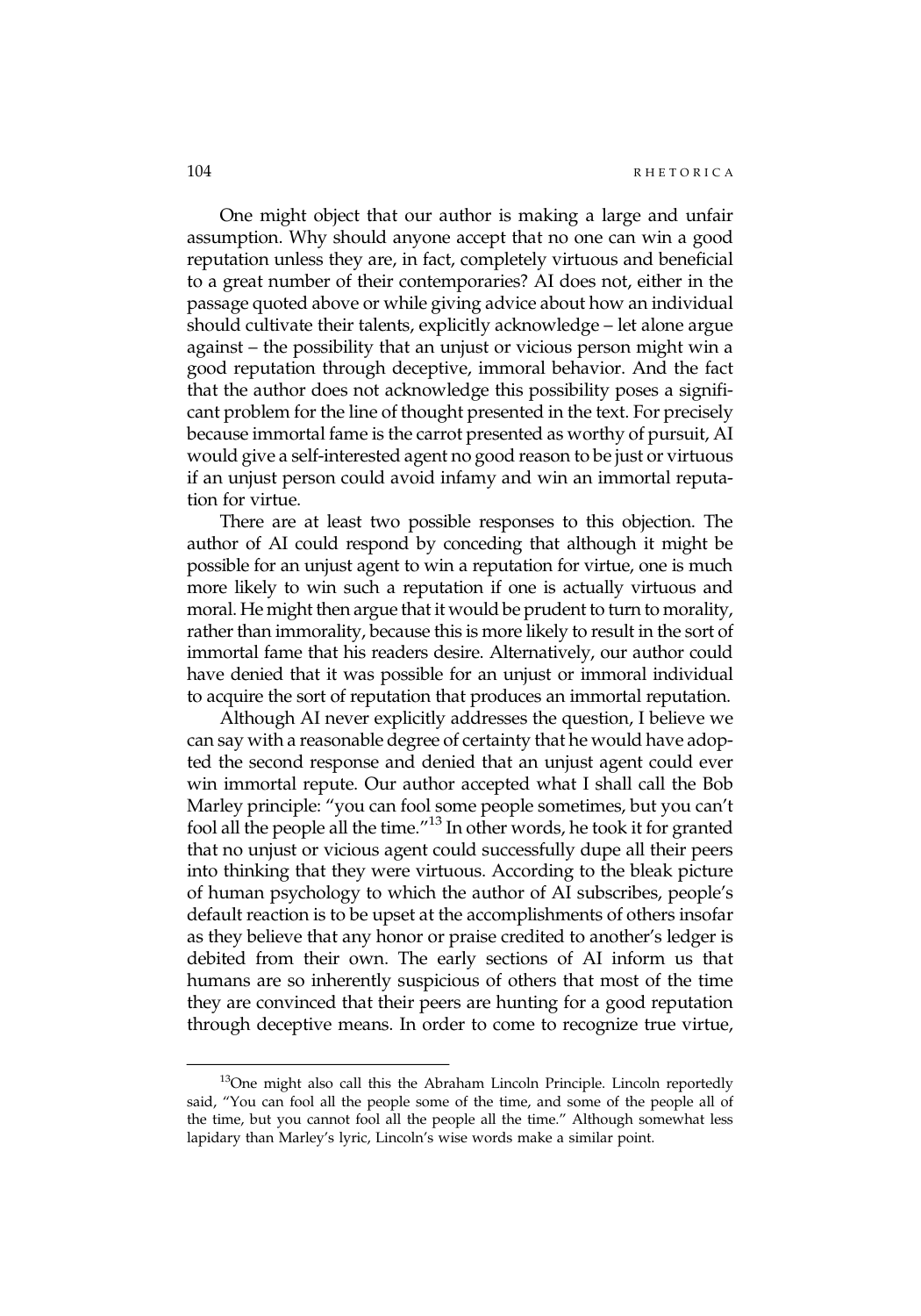One might object that our author is making a large and unfair assumption. Why should anyone accept that no one can win a good reputation unless they are, in fact, completely virtuous and beneficial to a great number of their contemporaries? AI does not, either in the passage quoted above or while giving advice about how an individual should cultivate their talents, explicitly acknowledge – let alone argue against – the possibility that an unjust or vicious person might win a good reputation through deceptive, immoral behavior. And the fact that the author does not acknowledge this possibility poses a significant problem for the line of thought presented in the text. For precisely because immortal fame is the carrot presented as worthy of pursuit, AI would give a self-interested agent no good reason to be just or virtuous if an unjust person could avoid infamy and win an immortal reputation for virtue.

There are at least two possible responses to this objection. The author of AI could respond by conceding that although it might be possible for an unjust agent to win a reputation for virtue, one is much more likely to win such a reputation if one is actually virtuous and moral. He might then argue that it would be prudent to turn to morality, rather than immorality, because this is more likely to result in the sort of immortal fame that his readers desire. Alternatively, our author could have denied that it was possible for an unjust or immoral individual to acquire the sort of reputation that produces an immortal reputation.

Although AI never explicitly addresses the question, I believe we can say with a reasonable degree of certainty that he would have adopted the second response and denied that an unjust agent could ever win immortal repute. Our author accepted what I shall call the Bob Marley principle: "you can fool some people sometimes, but you can't fool all the people all the time."[13] In other words, he took it for granted that no unjust or vicious agent could successfully dupe all their peers into thinking that they were virtuous. According to the bleak picture of human psychology to which the author of AI subscribes, people's default reaction is to be upset at the accomplishments of others insofar as they believe that any honor or praise credited to another's ledger is debited from their own. The early sections of AI inform us that humans are so inherently suspicious of others that most of the time they are convinced that their peers are hunting for a good reputation through deceptive means. In order to come to recognize true virtue,

[13] One might also call this the Abraham Lincoln Principle. Lincoln reportedly said, "You can fool all the people some of the time, and some of the people all of the time, but you cannot fool all the people all the time." Although somewhat less lapidary than Marley's lyric, Lincoln's wise words make a similar point.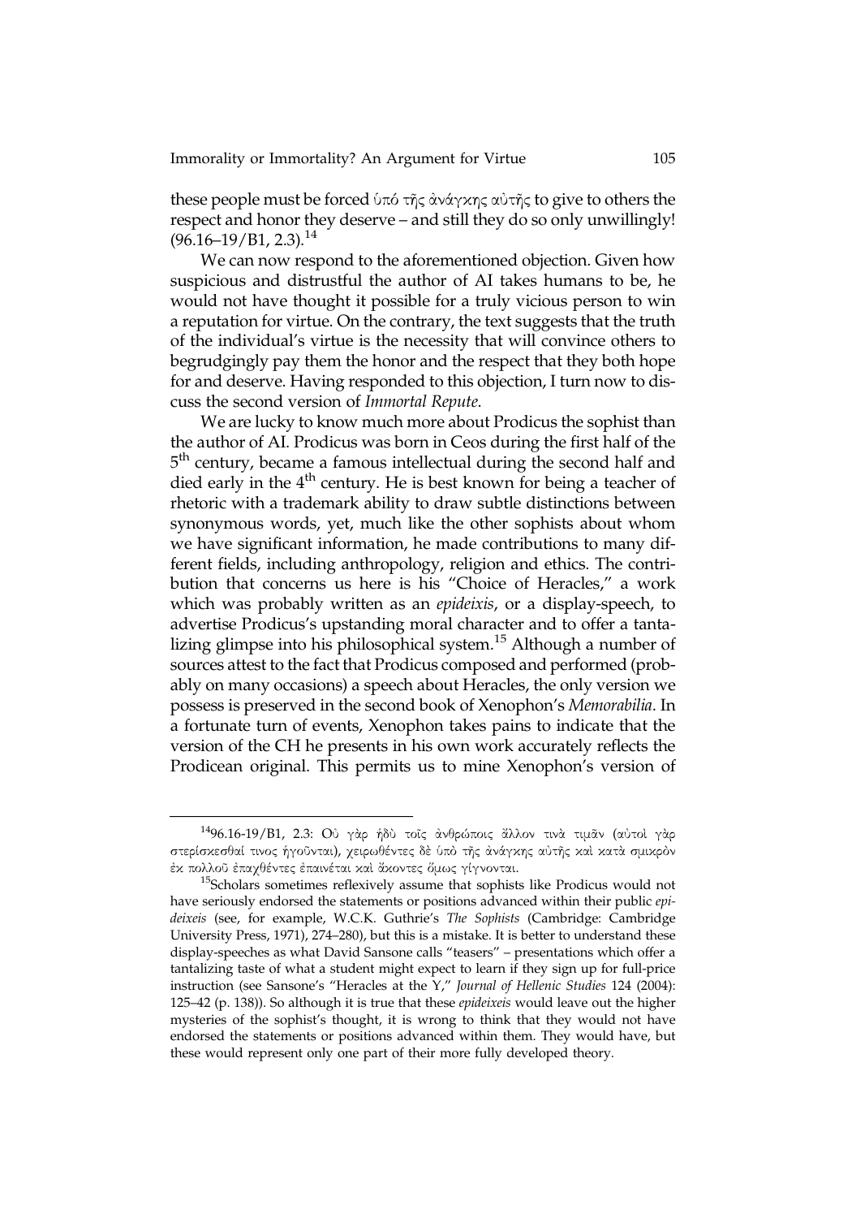these people must be forced ὑπό τῆς ἀνάγκης αὐτῆς to give to others the respect and honor they deserve – and still they do so only unwillingly! (96.16–19/B1, 2.3).[14]

We can now respond to the aforementioned objection. Given how suspicious and distrustful the author of AI takes humans to be, he would not have thought it possible for a truly vicious person to win a reputation for virtue. On the contrary, the text suggests that the truth of the individual's virtue is the necessity that will convince others to begrudgingly pay them the honor and the respect that they both hope for and deserve. Having responded to this objection, I turn now to discuss the second version of *Immortal Repute*.

We are lucky to know much more about Prodicus the sophist than the author of AI. Prodicus was born in Ceos during the first half of the 5th century, became a famous intellectual during the second half and died early in the 4th century. He is best known for being a teacher of rhetoric with a trademark ability to draw subtle distinctions between synonymous words, yet, much like the other sophists about whom we have significant information, he made contributions to many different fields, including anthropology, religion and ethics. The contribution that concerns us here is his "Choice of Heracles," a work which was probably written as an *epideixis*, or a display-speech, to advertise Prodicus's upstanding moral character and to offer a tantalizing glimpse into his philosophical system.[15] Although a number of sources attest to the fact that Prodicus composed and performed (probably on many occasions) a speech about Heracles, the only version we possess is preserved in the second book of Xenophon's *Memorabilia*. In a fortunate turn of events, Xenophon takes pains to indicate that the version of the CH he presents in his own work accurately reflects the Prodicean original. This permits us to mine Xenophon's version of

---

[14] 96.16-19/B1, 2.3: Οὐ γὰρ ἡδὺ τοῖς ἀνθρώποις ἄλλον τινὰ τιμᾶν (αὐτοὶ γὰρ στερίσκεσθαί τινος ἡγοῦνται), χειρωθέντες δὲ ὑπὸ τῆς ἀνάγκης αὐτῆς καὶ κατὰ σμικρὸν ἐκ πολλοῦ ἐπαχθέντες ἐπαινέται καὶ ἄκοντες ὅμως γίγνονται.

[15] Scholars sometimes reflexively assume that sophists like Prodicus would not have seriously endorsed the statements or positions advanced within their public *epideixeis* (see, for example, W.C.K. Guthrie's *The Sophists* (Cambridge: Cambridge University Press, 1971), 274–280), but this is a mistake. It is better to understand these display-speeches as what David Sansone calls "teasers" – presentations which offer a tantalizing taste of what a student might expect to learn if they sign up for full-price instruction (see Sansone's "Heracles at the Y," *Journal of Hellenic Studies* 124 (2004): 125–42 (p. 138)). So although it is true that these *epideixeis* would leave out the higher mysteries of the sophist's thought, it is wrong to think that they would not have endorsed the statements or positions advanced within them. They would have, but these would represent only one part of their more fully developed theory.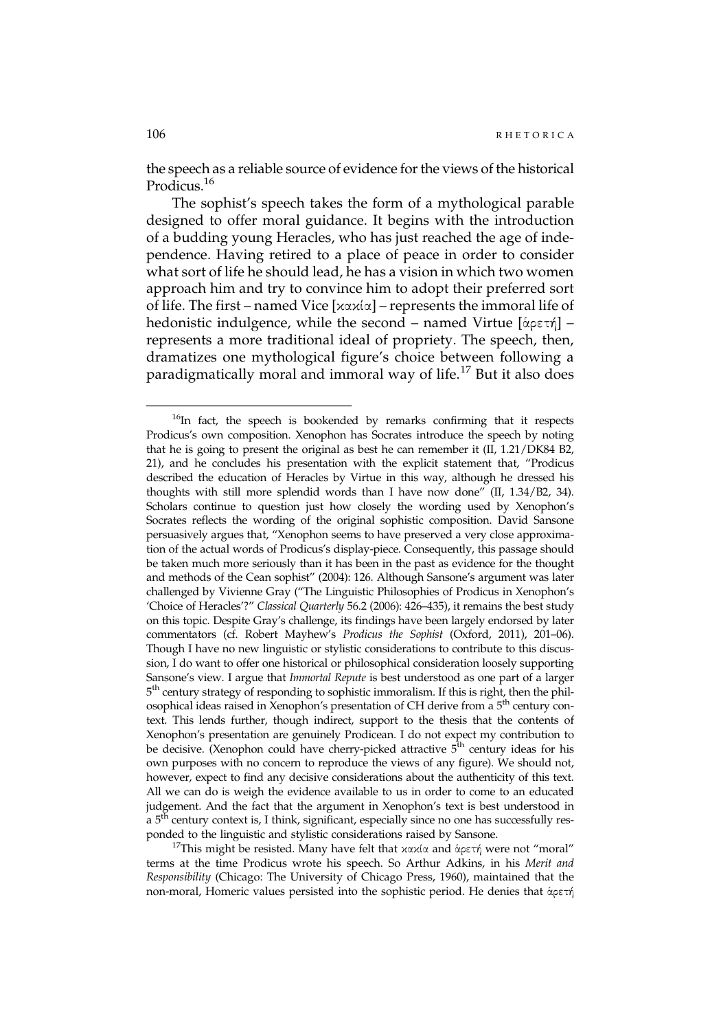the speech as a reliable source of evidence for the views of the historical Prodicus.[16]

The sophist's speech takes the form of a mythological parable designed to offer moral guidance. It begins with the introduction of a budding young Heracles, who has just reached the age of independence. Having retired to a place of peace in order to consider what sort of life he should lead, he has a vision in which two women approach him and try to convince him to adopt their preferred sort of life. The first – named Vice [κακία] – represents the immoral life of hedonistic indulgence, while the second – named Virtue [ἀρετή] – represents a more traditional ideal of propriety. The speech, then, dramatizes one mythological figure's choice between following a paradigmatically moral and immoral way of life.[17] But it also does

---

[16]In fact, the speech is bookended by remarks confirming that it respects Prodicus's own composition. Xenophon has Socrates introduce the speech by noting that he is going to present the original as best he can remember it (II, 1.21/DK84 B2, 21), and he concludes his presentation with the explicit statement that, "Prodicus described the education of Heracles by Virtue in this way, although he dressed his thoughts with still more splendid words than I have now done" (II, 1.34/B2, 34). Scholars continue to question just how closely the wording used by Xenophon's Socrates reflects the wording of the original sophistic composition. David Sansone persuasively argues that, "Xenophon seems to have preserved a very close approximation of the actual words of Prodicus's display-piece. Consequently, this passage should be taken much more seriously than it has been in the past as evidence for the thought and methods of the Cean sophist" (2004): 126. Although Sansone's argument was later challenged by Vivienne Gray ("The Linguistic Philosophies of Prodicus in Xenophon's 'Choice of Heracles'?" *Classical Quarterly* 56.2 (2006): 426–435), it remains the best study on this topic. Despite Gray's challenge, its findings have been largely endorsed by later commentators (cf. Robert Mayhew's *Prodicus the Sophist* (Oxford, 2011), 201–06). Though I have no new linguistic or stylistic considerations to contribute to this discussion, I do want to offer one historical or philosophical consideration loosely supporting Sansone's view. I argue that *Immortal Repute* is best understood as one part of a larger 5th century strategy of responding to sophistic immoralism. If this is right, then the philosophical ideas raised in Xenophon's presentation of CH derive from a 5th century context. This lends further, though indirect, support to the thesis that the contents of Xenophon's presentation are genuinely Prodicean. I do not expect my contribution to be decisive. (Xenophon could have cherry-picked attractive 5th century ideas for his own purposes with no concern to reproduce the views of any figure). We should not, however, expect to find any decisive considerations about the authenticity of this text. All we can do is weigh the evidence available to us in order to come to an educated judgement. And the fact that the argument in Xenophon's text is best understood in a 5th century context is, I think, significant, especially since no one has successfully responded to the linguistic and stylistic considerations raised by Sansone.

[17]This might be resisted. Many have felt that κακία and ἀρετή were not "moral" terms at the time Prodicus wrote his speech. So Arthur Adkins, in his *Merit and Responsibility* (Chicago: The University of Chicago Press, 1960), maintained that the non-moral, Homeric values persisted into the sophistic period. He denies that ἀρετή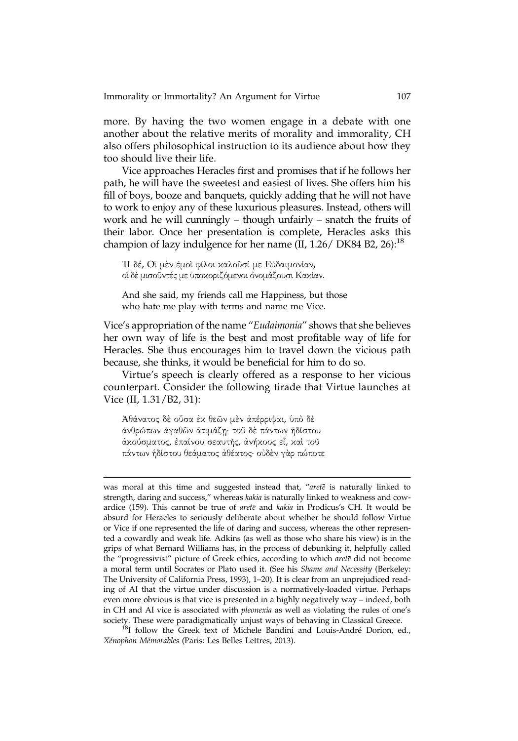more. By having the two women engage in a debate with one another about the relative merits of morality and immorality, CH also offers philosophical instruction to its audience about how they too should live their life.

Vice approaches Heracles first and promises that if he follows her path, he will have the sweetest and easiest of lives. She offers him his fill of boys, booze and banquets, quickly adding that he will not have to work to enjoy any of these luxurious pleasures. Instead, others will work and he will cunningly – though unfairly – snatch the fruits of their labor. Once her presentation is complete, Heracles asks this champion of lazy indulgence for her name (II, 1.26/ DK84 B2, 26):[18]

> Ἡ δέ, Οἱ μὲν ἐμοὶ φίλοι καλοῦσί με Εὐδαιμονίαν,
> οἱ δὲ μισοῦντές με ὑποκοριζόμενοι ὀνομάζουσι Κακίαν.
>
> And she said, my friends call me Happiness, but those
> who hate me play with terms and name me Vice.

Vice's appropriation of the name "*Eudaimonia*" shows that she believes her own way of life is the best and most profitable way of life for Heracles. She thus encourages him to travel down the vicious path because, she thinks, it would be beneficial for him to do so.

Virtue's speech is clearly offered as a response to her vicious counterpart. Consider the following tirade that Virtue launches at Vice (II, 1.31/B2, 31):

> Ἀθάνατος δὲ οὖσα ἐκ θεῶν μὲν ἀπέρριψαι, ὑπὸ δὲ
> ἀνθρώπων ἀγαθῶν ἀτιμάζῃ· τοῦ δὲ πάντων ἡδίστου
> ἀκούσματος, ἐπαίνου σεαυτῆς, ἀνήκοος εἶ, καὶ τοῦ
> πάντων ἡδίστου θεάματος ἀθέατος· οὐδὲν γὰρ πώποτε

was moral at this time and suggested instead that, "*aretē* is naturally linked to strength, daring and success," whereas *kakia* is naturally linked to weakness and cowardice (159). This cannot be true of *aretē* and *kakia* in Prodicus's CH. It would be absurd for Heracles to seriously deliberate about whether he should follow Virtue or Vice if one represented the life of daring and success, whereas the other represented a cowardly and weak life. Adkins (as well as those who share his view) is in the grips of what Bernard Williams has, in the process of debunking it, helpfully called the "progressivist" picture of Greek ethics, according to which *aretē* did not become a moral term until Socrates or Plato used it. (See his *Shame and Necessity* (Berkeley: The University of California Press, 1993), 1–20). It is clear from an unprejudiced reading of AI that the virtue under discussion is a normatively-loaded virtue. Perhaps even more obvious is that vice is presented in a highly negatively way – indeed, both in CH and AI vice is associated with *pleonexia* as well as violating the rules of one's society. These were paradigmatically unjust ways of behaving in Classical Greece.

[18] I follow the Greek text of Michele Bandini and Louis-André Dorion, ed., *Xénophon Mémorables* (Paris: Les Belles Lettres, 2013).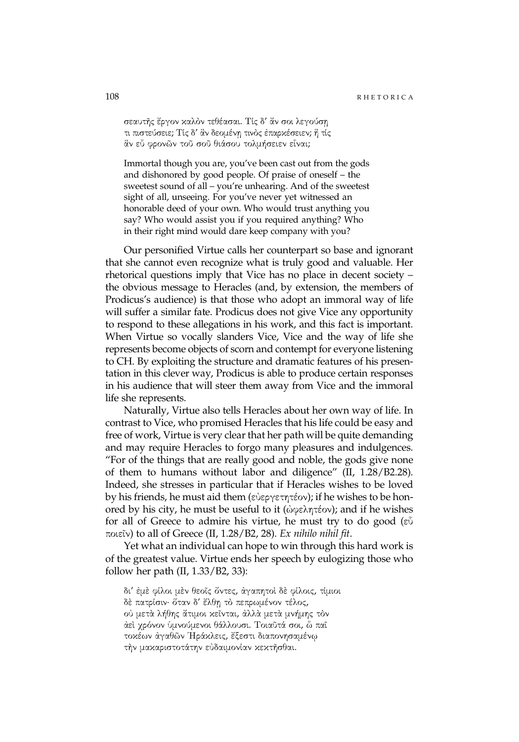σεαυτῆς ἔργον καλὸν τεθέασαι. Τίς δ' ἄν σοι λεγούσῃ τι πιστεύσειε; Τίς δ' ἂν δεομένῃ τινὸς ἐπαρκέσειεν; ἢ τίς ἂν εὖ φρονῶν τοῦ σοῦ θιάσου τολμήσειεν εἶναι;

Immortal though you are, you've been cast out from the gods and dishonored by good people. Of praise of oneself – the sweetest sound of all – you're unhearing. And of the sweetest sight of all, unseeing. For you've never yet witnessed an honorable deed of your own. Who would trust anything you say? Who would assist you if you required anything? Who in their right mind would dare keep company with you?

Our personified Virtue calls her counterpart so base and ignorant that she cannot even recognize what is truly good and valuable. Her rhetorical questions imply that Vice has no place in decent society – the obvious message to Heracles (and, by extension, the members of Prodicus's audience) is that those who adopt an immoral way of life will suffer a similar fate. Prodicus does not give Vice any opportunity to respond to these allegations in his work, and this fact is important. When Virtue so vocally slanders Vice, Vice and the way of life she represents become objects of scorn and contempt for everyone listening to CH. By exploiting the structure and dramatic features of his presentation in this clever way, Prodicus is able to produce certain responses in his audience that will steer them away from Vice and the immoral life she represents.

Naturally, Virtue also tells Heracles about her own way of life. In contrast to Vice, who promised Heracles that his life could be easy and free of work, Virtue is very clear that her path will be quite demanding and may require Heracles to forgo many pleasures and indulgences. "For of the things that are really good and noble, the gods give none of them to humans without labor and diligence" (II, 1.28/B2.28). Indeed, she stresses in particular that if Heracles wishes to be loved by his friends, he must aid them (εὐεργετητέον); if he wishes to be honored by his city, he must be useful to it (ὠφελητέον); and if he wishes for all of Greece to admire his virtue, he must try to do good (εὖ ποιεῖν) to all of Greece (II, 1.28/B2, 28). *Ex nihilo nihil fit*.

Yet what an individual can hope to win through this hard work is of the greatest value. Virtue ends her speech by eulogizing those who follow her path (II, 1.33/B2, 33):

δι' ἐμὲ φίλοι μὲν θεοῖς ὄντες, ἀγαπητοὶ δὲ φίλοις, τίμιοι δὲ πατρίσιν· ὅταν δ' ἔλθῃ τὸ πεπρωμένον τέλος, οὐ μετὰ λήθης ἄτιμοι κεῖνται, ἀλλὰ μετὰ μνήμης τὸν ἀεὶ χρόνον ὑμνούμενοι θάλλουσι. Τοιαῦτά σοι, ὦ παῖ τοκέων ἀγαθῶν Ἡράκλεις, ἔξεστι διαπονησαμένῳ τὴν μακαριστοτάτην εὐδαιμονίαν κεκτῆσθαι.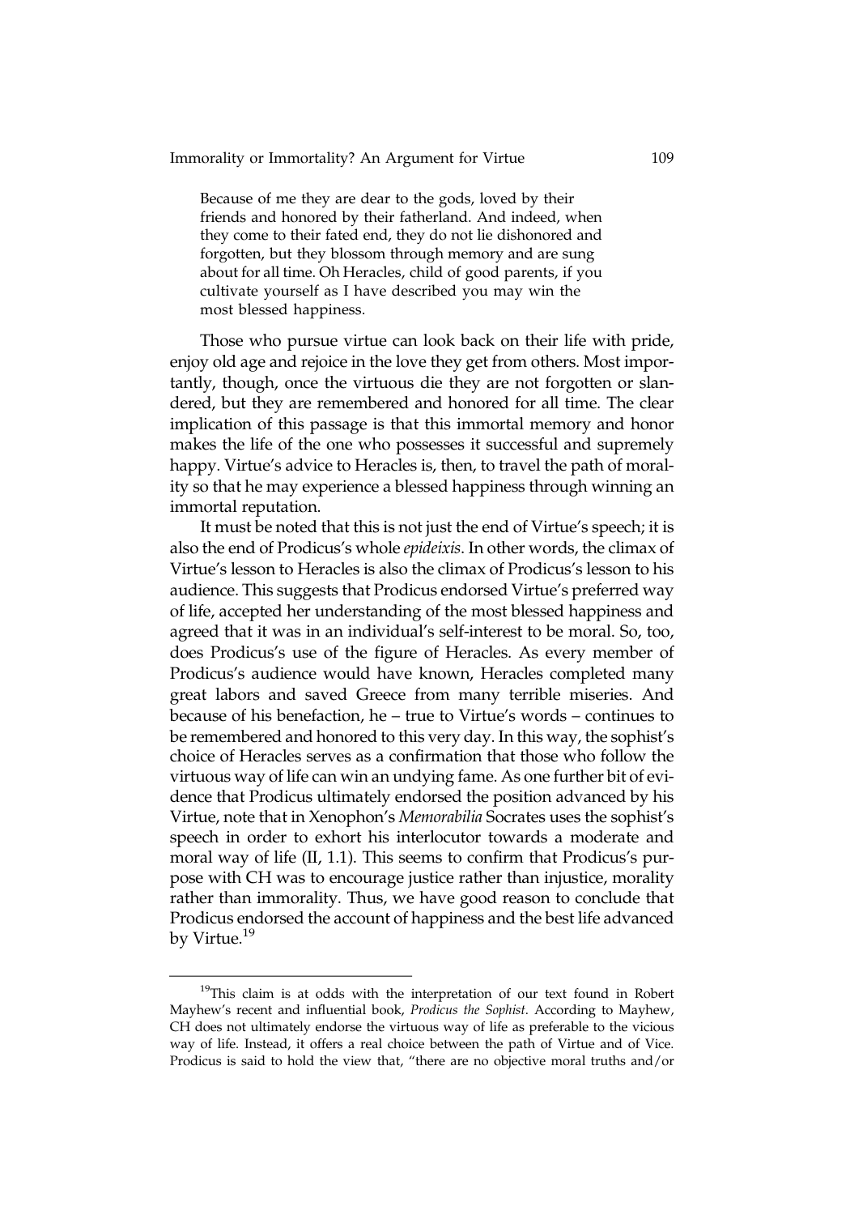> Because of me they are dear to the gods, loved by their friends and honored by their fatherland. And indeed, when they come to their fated end, they do not lie dishonored and forgotten, but they blossom through memory and are sung about for all time. Oh Heracles, child of good parents, if you cultivate yourself as I have described you may win the most blessed happiness.

Those who pursue virtue can look back on their life with pride, enjoy old age and rejoice in the love they get from others. Most importantly, though, once the virtuous die they are not forgotten or slandered, but they are remembered and honored for all time. The clear implication of this passage is that this immortal memory and honor makes the life of the one who possesses it successful and supremely happy. Virtue's advice to Heracles is, then, to travel the path of morality so that he may experience a blessed happiness through winning an immortal reputation.

It must be noted that this is not just the end of Virtue's speech; it is also the end of Prodicus's whole *epideixis*. In other words, the climax of Virtue's lesson to Heracles is also the climax of Prodicus's lesson to his audience. This suggests that Prodicus endorsed Virtue's preferred way of life, accepted her understanding of the most blessed happiness and agreed that it was in an individual's self-interest to be moral. So, too, does Prodicus's use of the figure of Heracles. As every member of Prodicus's audience would have known, Heracles completed many great labors and saved Greece from many terrible miseries. And because of his benefaction, he – true to Virtue's words – continues to be remembered and honored to this very day. In this way, the sophist's choice of Heracles serves as a confirmation that those who follow the virtuous way of life can win an undying fame. As one further bit of evidence that Prodicus ultimately endorsed the position advanced by his Virtue, note that in Xenophon's *Memorabilia* Socrates uses the sophist's speech in order to exhort his interlocutor towards a moderate and moral way of life (II, 1.1). This seems to confirm that Prodicus's purpose with CH was to encourage justice rather than injustice, morality rather than immorality. Thus, we have good reason to conclude that Prodicus endorsed the account of happiness and the best life advanced by Virtue.[19]

---

[19]This claim is at odds with the interpretation of our text found in Robert Mayhew's recent and influential book, *Prodicus the Sophist*. According to Mayhew, CH does not ultimately endorse the virtuous way of life as preferable to the vicious way of life. Instead, it offers a real choice between the path of Virtue and of Vice. Prodicus is said to hold the view that, "there are no objective moral truths and/or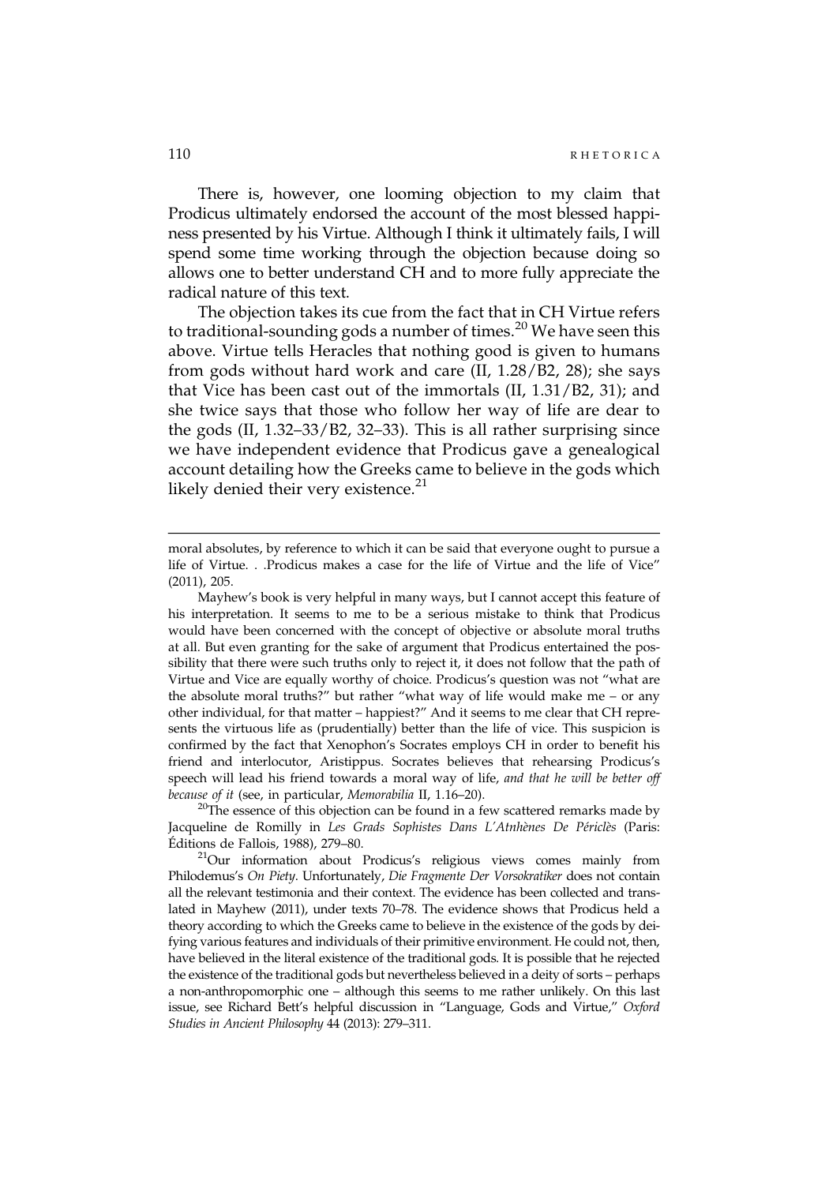There is, however, one looming objection to my claim that Prodicus ultimately endorsed the account of the most blessed happiness presented by his Virtue. Although I think it ultimately fails, I will spend some time working through the objection because doing so allows one to better understand CH and to more fully appreciate the radical nature of this text.

The objection takes its cue from the fact that in CH Virtue refers to traditional-sounding gods a number of times.[20] We have seen this above. Virtue tells Heracles that nothing good is given to humans from gods without hard work and care (II, 1.28/B2, 28); she says that Vice has been cast out of the immortals (II, 1.31/B2, 31); and she twice says that those who follow her way of life are dear to the gods (II, 1.32–33/B2, 32–33). This is all rather surprising since we have independent evidence that Prodicus gave a genealogical account detailing how the Greeks came to believe in the gods which likely denied their very existence.[21]

---

moral absolutes, by reference to which it can be said that everyone ought to pursue a life of Virtue. . .Prodicus makes a case for the life of Virtue and the life of Vice" (2011), 205.

Mayhew's book is very helpful in many ways, but I cannot accept this feature of his interpretation. It seems to me to be a serious mistake to think that Prodicus would have been concerned with the concept of objective or absolute moral truths at all. But even granting for the sake of argument that Prodicus entertained the possibility that there were such truths only to reject it, it does not follow that the path of Virtue and Vice are equally worthy of choice. Prodicus's question was not "what are the absolute moral truths?" but rather "what way of life would make me – or any other individual, for that matter – happiest?" And it seems to me clear that CH represents the virtuous life as (prudentially) better than the life of vice. This suspicion is confirmed by the fact that Xenophon's Socrates employs CH in order to benefit his friend and interlocutor, Aristippus. Socrates believes that rehearsing Prodicus's speech will lead his friend towards a moral way of life, *and that he will be better off because of it* (see, in particular, *Memorabilia* II, 1.16–20).

[20]The essence of this objection can be found in a few scattered remarks made by Jacqueline de Romilly in *Les Grads Sophistes Dans L'Atnhènes De Périclès* (Paris: Éditions de Fallois, 1988), 279–80.

[21]Our information about Prodicus's religious views comes mainly from Philodemus's *On Piety*. Unfortunately, *Die Fragmente Der Vorsokratiker* does not contain all the relevant testimonia and their context. The evidence has been collected and translated in Mayhew (2011), under texts 70–78. The evidence shows that Prodicus held a theory according to which the Greeks came to believe in the existence of the gods by deifying various features and individuals of their primitive environment. He could not, then, have believed in the literal existence of the traditional gods. It is possible that he rejected the existence of the traditional gods but nevertheless believed in a deity of sorts – perhaps a non-anthropomorphic one – although this seems to me rather unlikely. On this last issue, see Richard Bett's helpful discussion in "Language, Gods and Virtue," *Oxford Studies in Ancient Philosophy* 44 (2013): 279–311.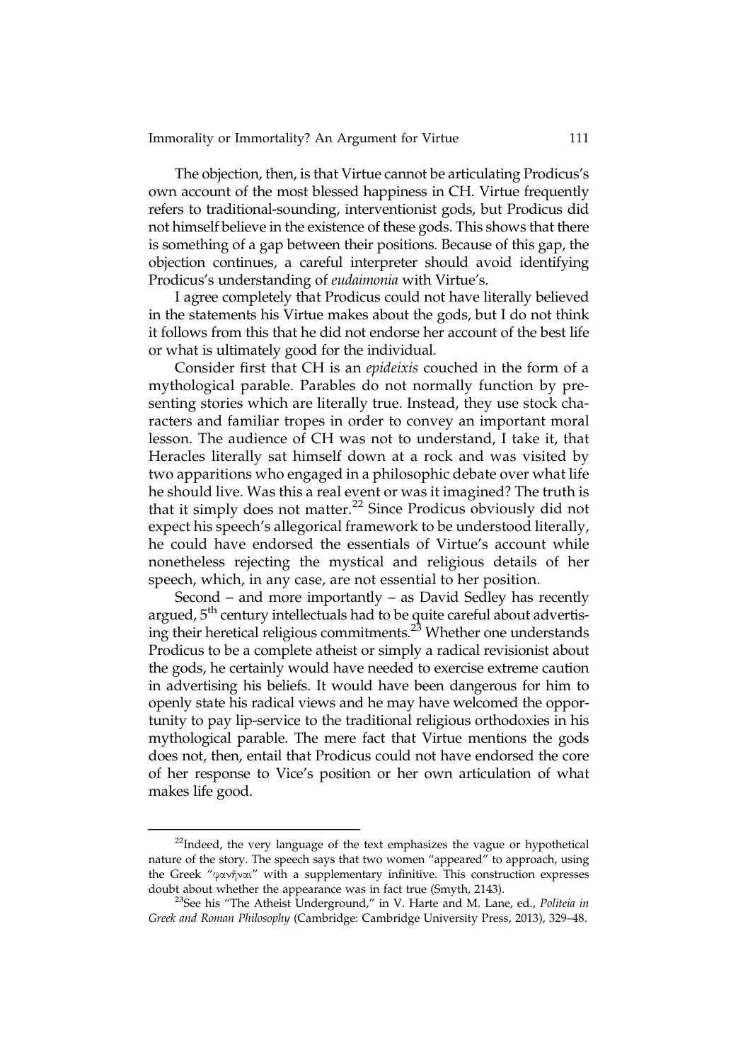The objection, then, is that Virtue cannot be articulating Prodicus's own account of the most blessed happiness in CH. Virtue frequently refers to traditional-sounding, interventionist gods, but Prodicus did not himself believe in the existence of these gods. This shows that there is something of a gap between their positions. Because of this gap, the objection continues, a careful interpreter should avoid identifying Prodicus's understanding of *eudaimonia* with Virtue's.

I agree completely that Prodicus could not have literally believed in the statements his Virtue makes about the gods, but I do not think it follows from this that he did not endorse her account of the best life or what is ultimately good for the individual.

Consider first that CH is an *epideixis* couched in the form of a mythological parable. Parables do not normally function by presenting stories which are literally true. Instead, they use stock characters and familiar tropes in order to convey an important moral lesson. The audience of CH was not to understand, I take it, that Heracles literally sat himself down at a rock and was visited by two apparitions who engaged in a philosophic debate over what life he should live. Was this a real event or was it imagined? The truth is that it simply does not matter.[22] Since Prodicus obviously did not expect his speech's allegorical framework to be understood literally, he could have endorsed the essentials of Virtue's account while nonetheless rejecting the mystical and religious details of her speech, which, in any case, are not essential to her position.

Second – and more importantly – as David Sedley has recently argued, 5th century intellectuals had to be quite careful about advertising their heretical religious commitments.[23] Whether one understands Prodicus to be a complete atheist or simply a radical revisionist about the gods, he certainly would have needed to exercise extreme caution in advertising his beliefs. It would have been dangerous for him to openly state his radical views and he may have welcomed the opportunity to pay lip-service to the traditional religious orthodoxies in his mythological parable. The mere fact that Virtue mentions the gods does not, then, entail that Prodicus could not have endorsed the core of her response to Vice's position or her own articulation of what makes life good.

---

[22]Indeed, the very language of the text emphasizes the vague or hypothetical nature of the story. The speech says that two women "appeared" to approach, using the Greek "φανῆναι" with a supplementary infinitive. This construction expresses doubt about whether the appearance was in fact true (Smyth, 2143).

[23]See his "The Atheist Underground," in V. Harte and M. Lane, ed., *Politeia in Greek and Roman Philosophy* (Cambridge: Cambridge University Press, 2013), 329–48.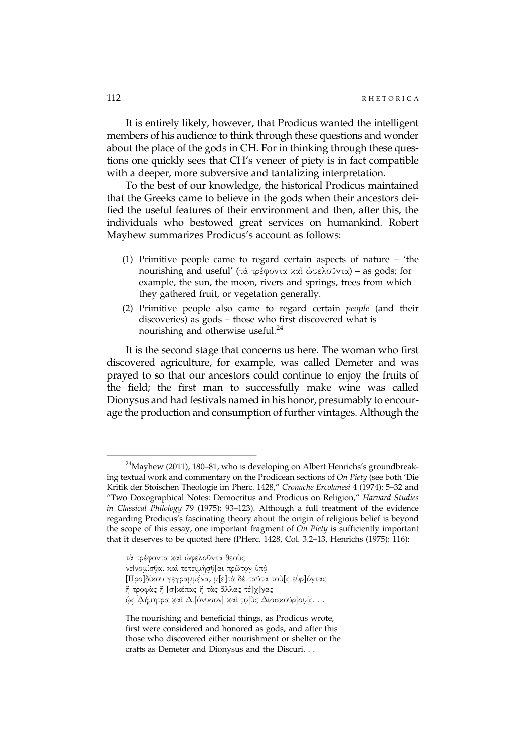It is entirely likely, however, that Prodicus wanted the intelligent members of his audience to think through these questions and wonder about the place of the gods in CH. For in thinking through these questions one quickly sees that CH's veneer of piety is in fact compatible with a deeper, more subversive and tantalizing interpretation.

To the best of our knowledge, the historical Prodicus maintained that the Greeks came to believe in the gods when their ancestors deified the useful features of their environment and then, after this, the individuals who bestowed great services on humankind. Robert Mayhew summarizes Prodicus's account as follows:

> (1) Primitive people came to regard certain aspects of nature – 'the nourishing and useful' (τά τρέφοντα καὶ ὠφελοῦντα) – as gods; for example, the sun, the moon, rivers and springs, trees from which they gathered fruit, or vegetation generally.
>
> (2) Primitive people also came to regard certain *people* (and their discoveries) as gods – those who first discovered what is nourishing and otherwise useful.[24]

It is the second stage that concerns us here. The woman who first discovered agriculture, for example, was called Demeter and was prayed to so that our ancestors could continue to enjoy the fruits of the field; the first man to successfully make wine was called Dionysus and had festivals named in his honor, presumably to encourage the production and consumption of further vintages. Although the

---

[24]Mayhew (2011), 180–81, who is developing on Albert Henrichs's groundbreaking textual work and commentary on the Prodicean sections of *On Piety* (see both 'Die Kritik der Stoischen Theologie im Pherc. 1428," *Cronache Ercolanesi* 4 (1974): 5–32 and "Two Doxographical Notes: Democritus and Prodicus on Religion," *Harvard Studies in Classical Philology* 79 (1975): 93–123). Although a full treatment of the evidence regarding Prodicus's fascinating theory about the origin of religious belief is beyond the scope of this essay, one important fragment of *On Piety* is sufficiently important that it deserves to be quoted here (PHerc. 1428, Col. 3.2–13, Henrichs (1975): 116):

> τὰ τρέφοντα καὶ ὠφελοῦντα θεοὺς
> νε]νομίσθαι καὶ τετειμῆσθ[αι πρῶτον ὑπὸ
> [Προ]δίκου γεγραμμένα, μ[ε]τὰ δὲ ταῦτα τοὺ[ς εὑρ]όντας
> ἢ τροφὰς ἢ [σ]κέπας ἢ τὰς ἄλλας τέ[χ]νας
> ὡς Δήμητρα καὶ Δι[όνυσον] καὶ το[ὺς Διοσκούρ]ου[ς. . .
>
> The nourishing and beneficial things, as Prodicus wrote, first were considered and honored as gods, and after this those who discovered either nourishment or shelter or the crafts as Demeter and Dionysus and the Discuri. . .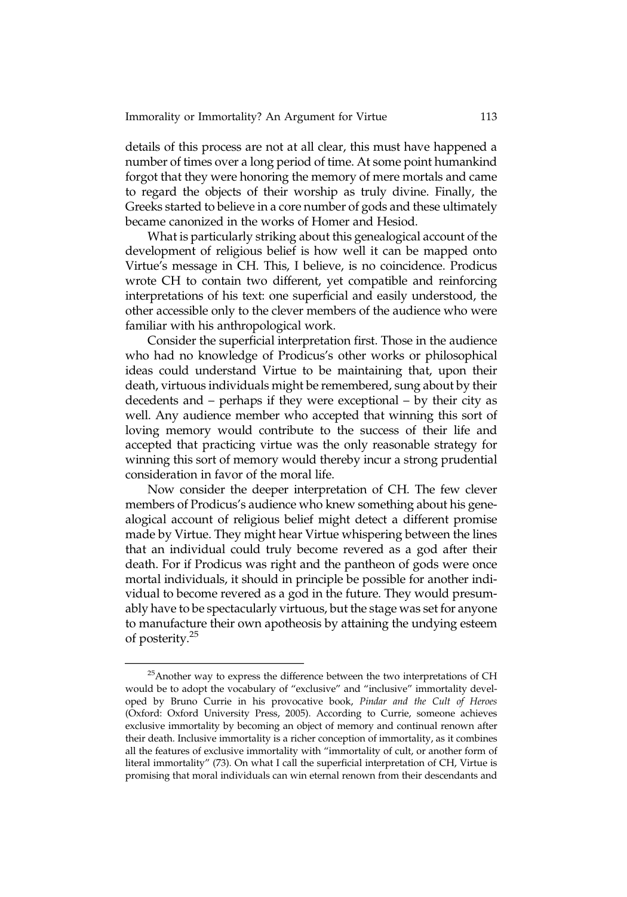details of this process are not at all clear, this must have happened a number of times over a long period of time. At some point humankind forgot that they were honoring the memory of mere mortals and came to regard the objects of their worship as truly divine. Finally, the Greeks started to believe in a core number of gods and these ultimately became canonized in the works of Homer and Hesiod.

What is particularly striking about this genealogical account of the development of religious belief is how well it can be mapped onto Virtue's message in CH. This, I believe, is no coincidence. Prodicus wrote CH to contain two different, yet compatible and reinforcing interpretations of his text: one superficial and easily understood, the other accessible only to the clever members of the audience who were familiar with his anthropological work.

Consider the superficial interpretation first. Those in the audience who had no knowledge of Prodicus's other works or philosophical ideas could understand Virtue to be maintaining that, upon their death, virtuous individuals might be remembered, sung about by their decedents and – perhaps if they were exceptional – by their city as well. Any audience member who accepted that winning this sort of loving memory would contribute to the success of their life and accepted that practicing virtue was the only reasonable strategy for winning this sort of memory would thereby incur a strong prudential consideration in favor of the moral life.

Now consider the deeper interpretation of CH. The few clever members of Prodicus's audience who knew something about his genealogical account of religious belief might detect a different promise made by Virtue. They might hear Virtue whispering between the lines that an individual could truly become revered as a god after their death. For if Prodicus was right and the pantheon of gods were once mortal individuals, it should in principle be possible for another individual to become revered as a god in the future. They would presumably have to be spectacularly virtuous, but the stage was set for anyone to manufacture their own apotheosis by attaining the undying esteem of posterity.[25]

---

[25]Another way to express the difference between the two interpretations of CH would be to adopt the vocabulary of "exclusive" and "inclusive" immortality developed by Bruno Currie in his provocative book, *Pindar and the Cult of Heroes* (Oxford: Oxford University Press, 2005). According to Currie, someone achieves exclusive immortality by becoming an object of memory and continual renown after their death. Inclusive immortality is a richer conception of immortality, as it combines all the features of exclusive immortality with "immortality of cult, or another form of literal immortality" (73). On what I call the superficial interpretation of CH, Virtue is promising that moral individuals can win eternal renown from their descendants and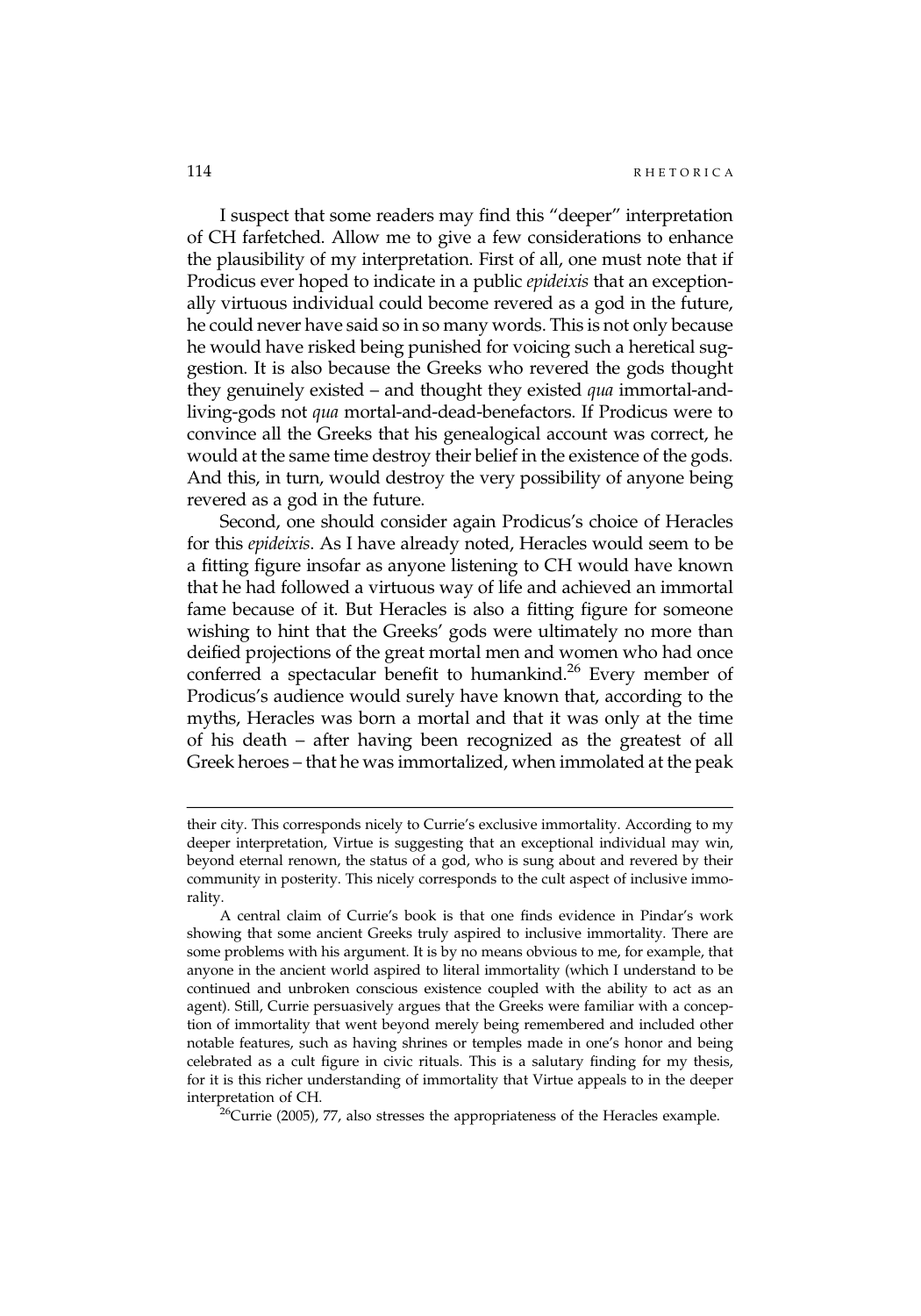I suspect that some readers may find this "deeper" interpretation of CH farfetched. Allow me to give a few considerations to enhance the plausibility of my interpretation. First of all, one must note that if Prodicus ever hoped to indicate in a public *epideixis* that an exceptionally virtuous individual could become revered as a god in the future, he could never have said so in so many words. This is not only because he would have risked being punished for voicing such a heretical suggestion. It is also because the Greeks who revered the gods thought they genuinely existed – and thought they existed *qua* immortal-and-living-gods not *qua* mortal-and-dead-benefactors. If Prodicus were to convince all the Greeks that his genealogical account was correct, he would at the same time destroy their belief in the existence of the gods. And this, in turn, would destroy the very possibility of anyone being revered as a god in the future.

Second, one should consider again Prodicus's choice of Heracles for this *epideixis*. As I have already noted, Heracles would seem to be a fitting figure insofar as anyone listening to CH would have known that he had followed a virtuous way of life and achieved an immortal fame because of it. But Heracles is also a fitting figure for someone wishing to hint that the Greeks' gods were ultimately no more than deified projections of the great mortal men and women who had once conferred a spectacular benefit to humankind.[26] Every member of Prodicus's audience would surely have known that, according to the myths, Heracles was born a mortal and that it was only at the time of his death – after having been recognized as the greatest of all Greek heroes – that he was immortalized, when immolated at the peak

---

their city. This corresponds nicely to Currie's exclusive immortality. According to my deeper interpretation, Virtue is suggesting that an exceptional individual may win, beyond eternal renown, the status of a god, who is sung about and revered by their community in posterity. This nicely corresponds to the cult aspect of inclusive immorality.

A central claim of Currie's book is that one finds evidence in Pindar's work showing that some ancient Greeks truly aspired to inclusive immortality. There are some problems with his argument. It is by no means obvious to me, for example, that anyone in the ancient world aspired to literal immortality (which I understand to be continued and unbroken conscious existence coupled with the ability to act as an agent). Still, Currie persuasively argues that the Greeks were familiar with a conception of immortality that went beyond merely being remembered and included other notable features, such as having shrines or temples made in one's honor and being celebrated as a cult figure in civic rituals. This is a salutary finding for my thesis, for it is this richer understanding of immortality that Virtue appeals to in the deeper interpretation of CH.

[26] Currie (2005), 77, also stresses the appropriateness of the Heracles example.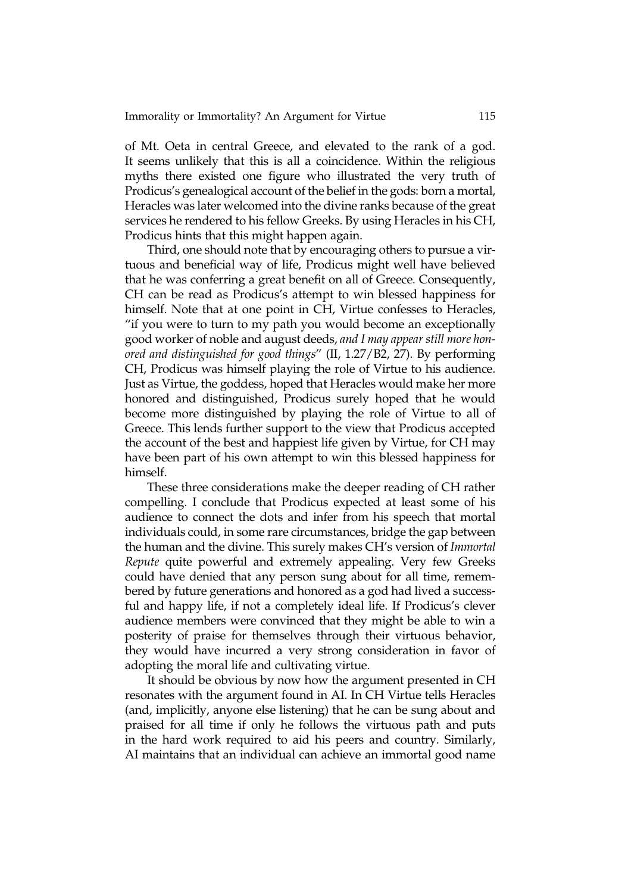of Mt. Oeta in central Greece, and elevated to the rank of a god. It seems unlikely that this is all a coincidence. Within the religious myths there existed one figure who illustrated the very truth of Prodicus's genealogical account of the belief in the gods: born a mortal, Heracles was later welcomed into the divine ranks because of the great services he rendered to his fellow Greeks. By using Heracles in his CH, Prodicus hints that this might happen again.

Third, one should note that by encouraging others to pursue a virtuous and beneficial way of life, Prodicus might well have believed that he was conferring a great benefit on all of Greece. Consequently, CH can be read as Prodicus's attempt to win blessed happiness for himself. Note that at one point in CH, Virtue confesses to Heracles, "if you were to turn to my path you would become an exceptionally good worker of noble and august deeds, *and I may appear still more honored and distinguished for good things*" (II, 1.27/B2, 27). By performing CH, Prodicus was himself playing the role of Virtue to his audience. Just as Virtue, the goddess, hoped that Heracles would make her more honored and distinguished, Prodicus surely hoped that he would become more distinguished by playing the role of Virtue to all of Greece. This lends further support to the view that Prodicus accepted the account of the best and happiest life given by Virtue, for CH may have been part of his own attempt to win this blessed happiness for himself.

These three considerations make the deeper reading of CH rather compelling. I conclude that Prodicus expected at least some of his audience to connect the dots and infer from his speech that mortal individuals could, in some rare circumstances, bridge the gap between the human and the divine. This surely makes CH's version of *Immortal Repute* quite powerful and extremely appealing. Very few Greeks could have denied that any person sung about for all time, remembered by future generations and honored as a god had lived a successful and happy life, if not a completely ideal life. If Prodicus's clever audience members were convinced that they might be able to win a posterity of praise for themselves through their virtuous behavior, they would have incurred a very strong consideration in favor of adopting the moral life and cultivating virtue.

It should be obvious by now how the argument presented in CH resonates with the argument found in AI. In CH Virtue tells Heracles (and, implicitly, anyone else listening) that he can be sung about and praised for all time if only he follows the virtuous path and puts in the hard work required to aid his peers and country. Similarly, AI maintains that an individual can achieve an immortal good name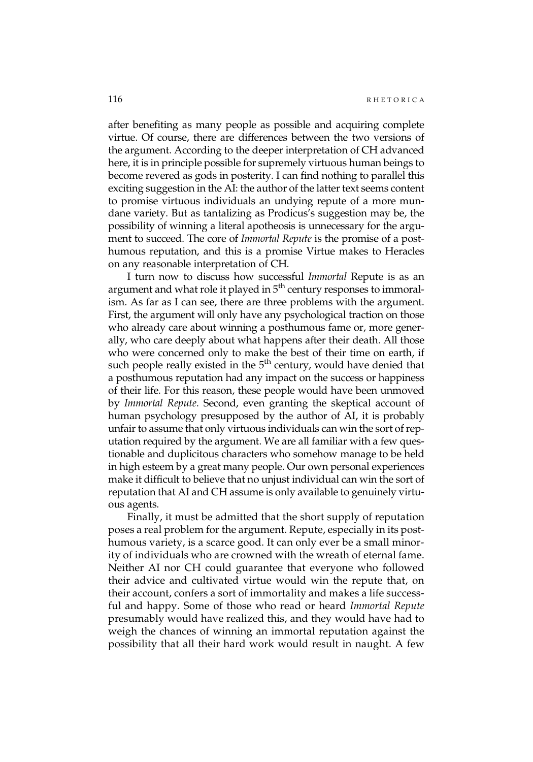after benefiting as many people as possible and acquiring complete virtue. Of course, there are differences between the two versions of the argument. According to the deeper interpretation of CH advanced here, it is in principle possible for supremely virtuous human beings to become revered as gods in posterity. I can find nothing to parallel this exciting suggestion in the AI: the author of the latter text seems content to promise virtuous individuals an undying repute of a more mundane variety. But as tantalizing as Prodicus's suggestion may be, the possibility of winning a literal apotheosis is unnecessary for the argument to succeed. The core of *Immortal Repute* is the promise of a posthumous reputation, and this is a promise Virtue makes to Heracles on any reasonable interpretation of CH.

I turn now to discuss how successful *Immortal* Repute is as an argument and what role it played in 5th century responses to immoralism. As far as I can see, there are three problems with the argument. First, the argument will only have any psychological traction on those who already care about winning a posthumous fame or, more generally, who care deeply about what happens after their death. All those who were concerned only to make the best of their time on earth, if such people really existed in the 5th century, would have denied that a posthumous reputation had any impact on the success or happiness of their life. For this reason, these people would have been unmoved by *Immortal Repute*. Second, even granting the skeptical account of human psychology presupposed by the author of AI, it is probably unfair to assume that only virtuous individuals can win the sort of reputation required by the argument. We are all familiar with a few questionable and duplicitous characters who somehow manage to be held in high esteem by a great many people. Our own personal experiences make it difficult to believe that no unjust individual can win the sort of reputation that AI and CH assume is only available to genuinely virtuous agents.

Finally, it must be admitted that the short supply of reputation poses a real problem for the argument. Repute, especially in its posthumous variety, is a scarce good. It can only ever be a small minority of individuals who are crowned with the wreath of eternal fame. Neither AI nor CH could guarantee that everyone who followed their advice and cultivated virtue would win the repute that, on their account, confers a sort of immortality and makes a life successful and happy. Some of those who read or heard *Immortal Repute* presumably would have realized this, and they would have had to weigh the chances of winning an immortal reputation against the possibility that all their hard work would result in naught. A few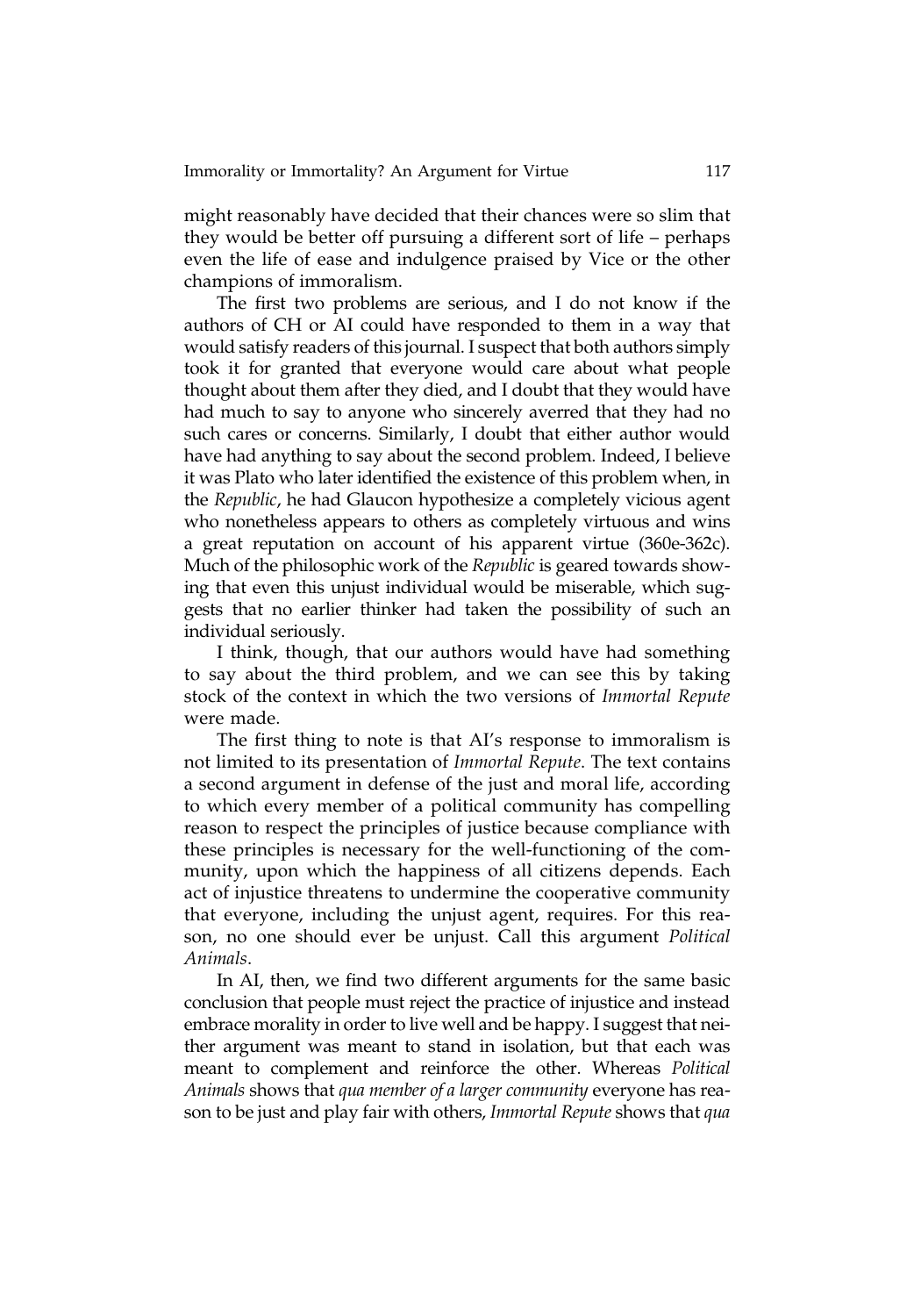might reasonably have decided that their chances were so slim that they would be better off pursuing a different sort of life – perhaps even the life of ease and indulgence praised by Vice or the other champions of immoralism.

The first two problems are serious, and I do not know if the authors of CH or AI could have responded to them in a way that would satisfy readers of this journal. I suspect that both authors simply took it for granted that everyone would care about what people thought about them after they died, and I doubt that they would have had much to say to anyone who sincerely averred that they had no such cares or concerns. Similarly, I doubt that either author would have had anything to say about the second problem. Indeed, I believe it was Plato who later identified the existence of this problem when, in the *Republic*, he had Glaucon hypothesize a completely vicious agent who nonetheless appears to others as completely virtuous and wins a great reputation on account of his apparent virtue (360e-362c). Much of the philosophic work of the *Republic* is geared towards showing that even this unjust individual would be miserable, which suggests that no earlier thinker had taken the possibility of such an individual seriously.

I think, though, that our authors would have had something to say about the third problem, and we can see this by taking stock of the context in which the two versions of *Immortal Repute* were made.

The first thing to note is that AI's response to immoralism is not limited to its presentation of *Immortal Repute*. The text contains a second argument in defense of the just and moral life, according to which every member of a political community has compelling reason to respect the principles of justice because compliance with these principles is necessary for the well-functioning of the community, upon which the happiness of all citizens depends. Each act of injustice threatens to undermine the cooperative community that everyone, including the unjust agent, requires. For this reason, no one should ever be unjust. Call this argument *Political Animals*.

In AI, then, we find two different arguments for the same basic conclusion that people must reject the practice of injustice and instead embrace morality in order to live well and be happy. I suggest that neither argument was meant to stand in isolation, but that each was meant to complement and reinforce the other. Whereas *Political Animals* shows that *qua member of a larger community* everyone has reason to be just and play fair with others, *Immortal Repute* shows that *qua*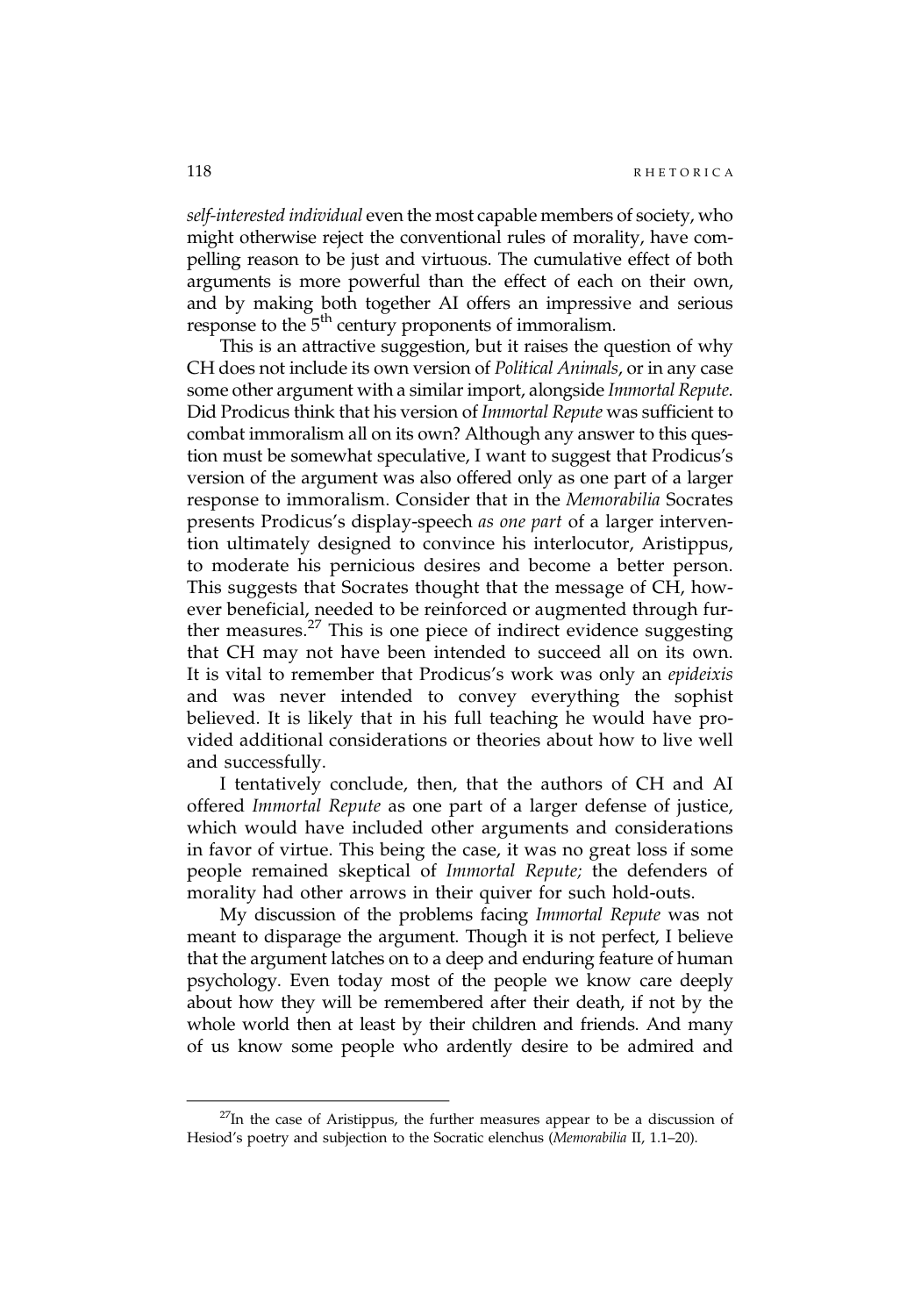*self-interested individual* even the most capable members of society, who might otherwise reject the conventional rules of morality, have compelling reason to be just and virtuous. The cumulative effect of both arguments is more powerful than the effect of each on their own, and by making both together AI offers an impressive and serious response to the 5th century proponents of immoralism.

This is an attractive suggestion, but it raises the question of why CH does not include its own version of *Political Animals*, or in any case some other argument with a similar import, alongside *Immortal Repute*. Did Prodicus think that his version of *Immortal Repute* was sufficient to combat immoralism all on its own? Although any answer to this question must be somewhat speculative, I want to suggest that Prodicus's version of the argument was also offered only as one part of a larger response to immoralism. Consider that in the *Memorabilia* Socrates presents Prodicus's display-speech *as one part* of a larger intervention ultimately designed to convince his interlocutor, Aristippus, to moderate his pernicious desires and become a better person. This suggests that Socrates thought that the message of CH, however beneficial, needed to be reinforced or augmented through further measures.[27] This is one piece of indirect evidence suggesting that CH may not have been intended to succeed all on its own. It is vital to remember that Prodicus's work was only an *epideixis* and was never intended to convey everything the sophist believed. It is likely that in his full teaching he would have provided additional considerations or theories about how to live well and successfully.

I tentatively conclude, then, that the authors of CH and AI offered *Immortal Repute* as one part of a larger defense of justice, which would have included other arguments and considerations in favor of virtue. This being the case, it was no great loss if some people remained skeptical of *Immortal Repute;* the defenders of morality had other arrows in their quiver for such hold-outs.

My discussion of the problems facing *Immortal Repute* was not meant to disparage the argument. Though it is not perfect, I believe that the argument latches on to a deep and enduring feature of human psychology. Even today most of the people we know care deeply about how they will be remembered after their death, if not by the whole world then at least by their children and friends. And many of us know some people who ardently desire to be admired and

---

[27] In the case of Aristippus, the further measures appear to be a discussion of Hesiod's poetry and subjection to the Socratic elenchus (*Memorabilia* II, 1.1–20).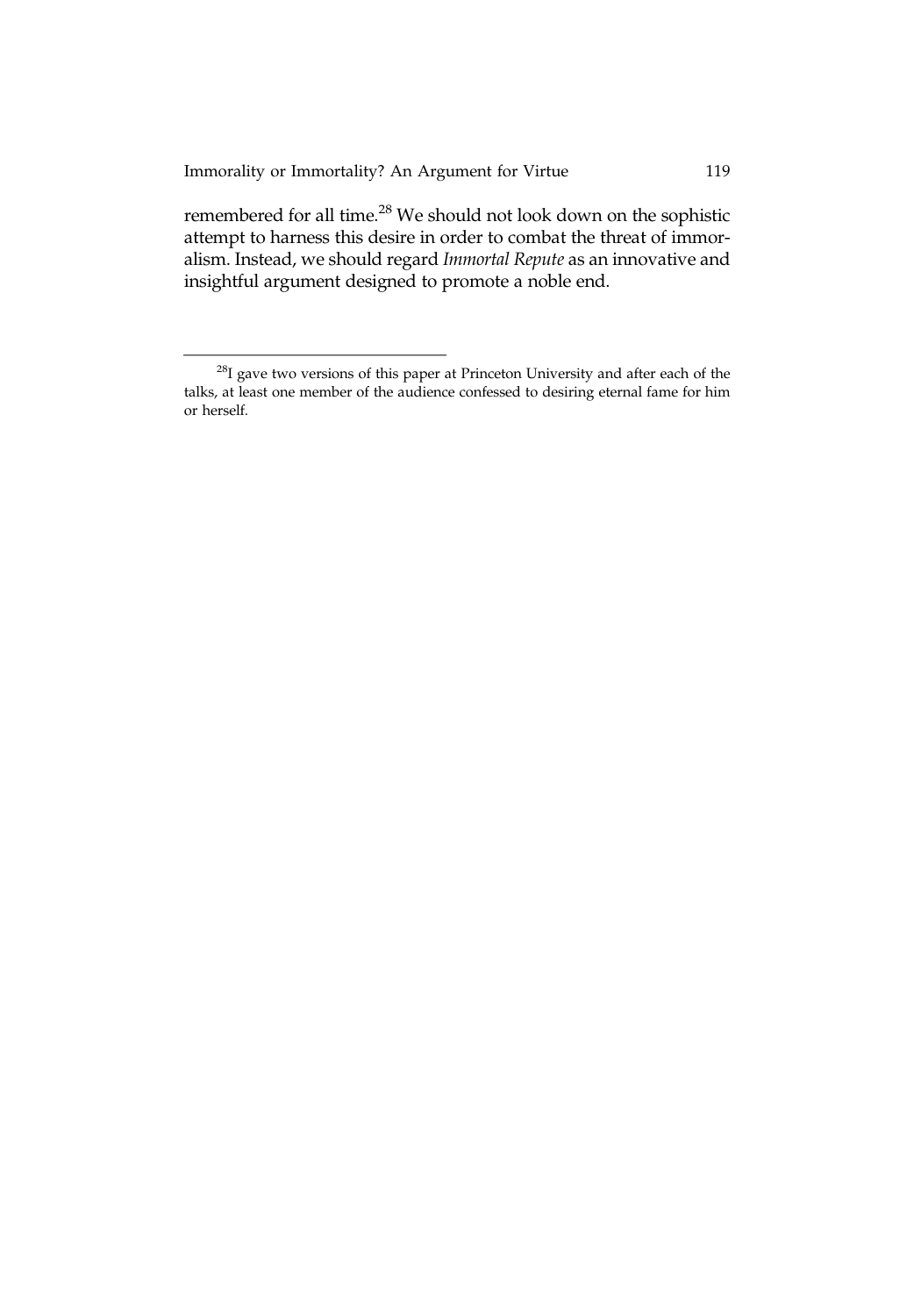remembered for all time.[28] We should not look down on the sophistic attempt to harness this desire in order to combat the threat of immoralism. Instead, we should regard *Immortal Repute* as an innovative and insightful argument designed to promote a noble end.

---

[28] I gave two versions of this paper at Princeton University and after each of the talks, at least one member of the audience confessed to desiring eternal fame for him or herself.